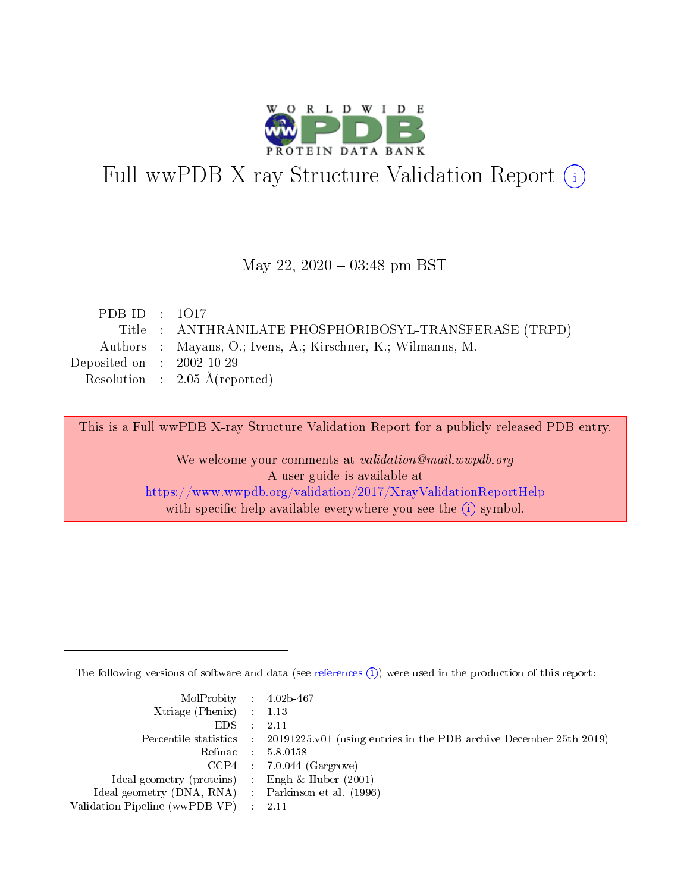# Full wwPDB X-ray Structure Validation Report (i)

May 22, 2020 – 03:48 pm BST

| | | |
|---|---|---|
| PDB ID | : | 1O17 |
| Title | : | ANTHRANILATE PHOSPHORIBOSYL-TRANSFERASE (TRPD) |
| Authors | : | Mayans, O.; Ivens, A.; Kirschner, K.; Wilmanns, M. |
| Deposited on | : | 2002-10-29 |
| Resolution | : | 2.05 Å(reported) |

This is a Full wwPDB X-ray Structure Validation Report for a publicly released PDB entry.

We welcome your comments at *validation@mail.wwpdb.org*
A user guide is available at
https://www.wwpdb.org/validation/2017/XrayValidationReportHelp
with specific help available everywhere you see the (i) symbol.

---

The following versions of software and data (see references (i)) were used in the production of this report:

| | | |
|---|---|---|
| MolProbity | : | 4.02b-467 |
| Xtriage (Phenix) | : | 1.13 |
| EDS | : | 2.11 |
| Percentile statistics | : | 20191225.v01 (using entries in the PDB archive December 25th 2019) |
| Refmac | : | 5.8.0158 |
| CCP4 | : | 7.0.044 (Gargrove) |
| Ideal geometry (proteins) | : | Engh & Huber (2001) |
| Ideal geometry (DNA, RNA) | : | Parkinson et al. (1996) |
| Validation Pipeline (wwPDB-VP) | : | 2.11 |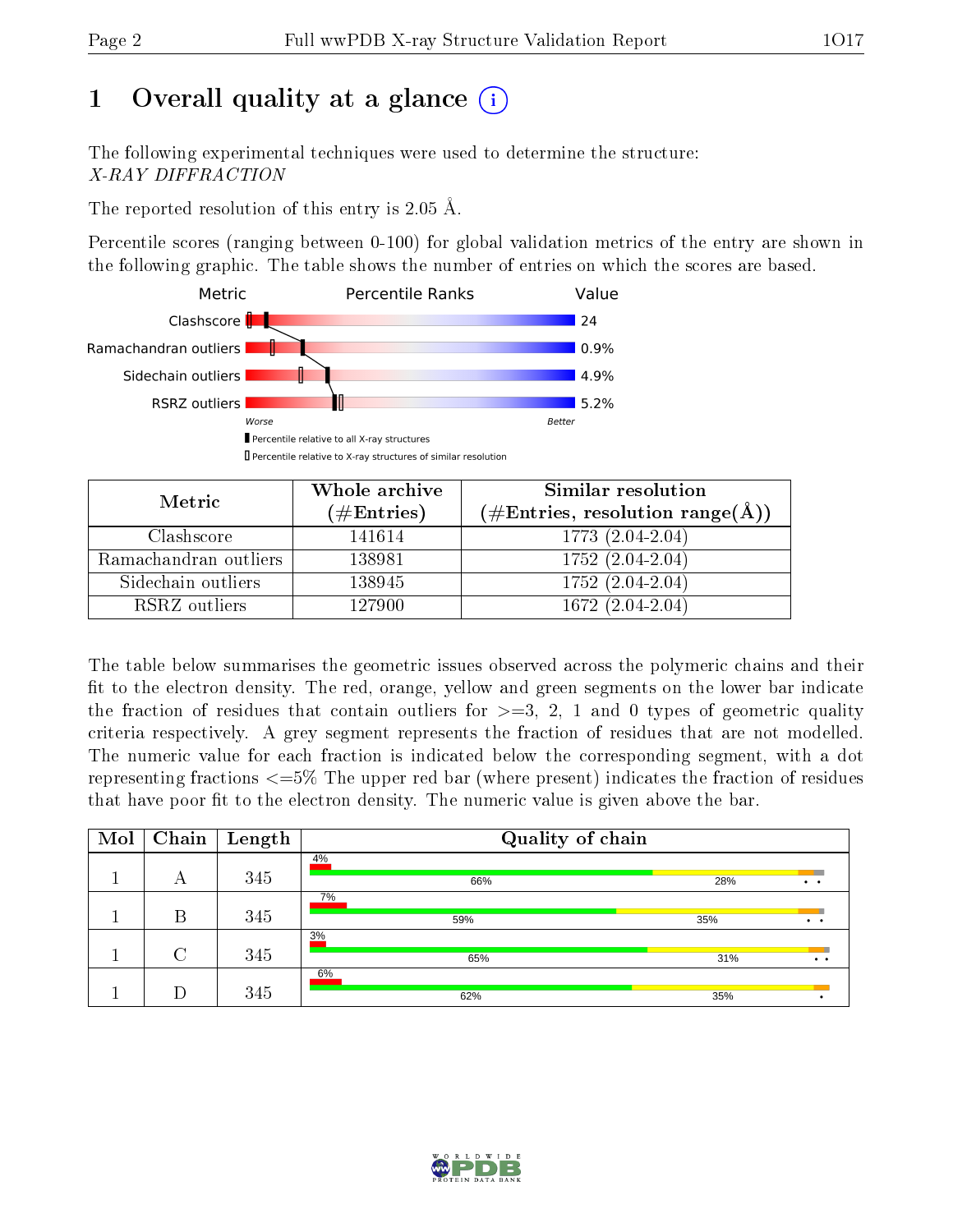# 1 Overall quality at a glance

The following experimental techniques were used to determine the structure:
*X-RAY DIFFRACTION*

The reported resolution of this entry is 2.05 Å.

Percentile scores (ranging between 0-100) for global validation metrics of the entry are shown in the following graphic. The table shows the number of entries on which the scores are based.

| Metric | Value |
|---|---|
| Clashscore | 24 |
| Ramachandran outliers | 0.9% |
| Sidechain outliers | 4.9% |
| RSRZ outliers | 5.2% |

Worse — Better

▮ Percentile relative to all X-ray structures
▯ Percentile relative to X-ray structures of similar resolution

| Metric | Whole archive (#Entries) | Similar resolution (#Entries, resolution range(Å)) |
|---|---|---|
| Clashscore | 141614 | 1773 (2.04-2.04) |
| Ramachandran outliers | 138981 | 1752 (2.04-2.04) |
| Sidechain outliers | 138945 | 1752 (2.04-2.04) |
| RSRZ outliers | 127900 | 1672 (2.04-2.04) |

The table below summarises the geometric issues observed across the polymeric chains and their fit to the electron density. The red, orange, yellow and green segments on the lower bar indicate the fraction of residues that contain outliers for >=3, 2, 1 and 0 types of geometric quality criteria respectively. A grey segment represents the fraction of residues that are not modelled. The numeric value for each fraction is indicated below the corresponding segment, with a dot representing fractions <=5% The upper red bar (where present) indicates the fraction of residues that have poor fit to the electron density. The numeric value is given above the bar.

| Mol | Chain | Length | Quality of chain |
|---|---|---|---|
| 1 | A | 345 | 4% / 66% / 28% / • • |
| 1 | B | 345 | 7% / 59% / 35% / • • |
| 1 | C | 345 | 3% / 65% / 31% / • • |
| 1 | D | 345 | 6% / 62% / 35% / • |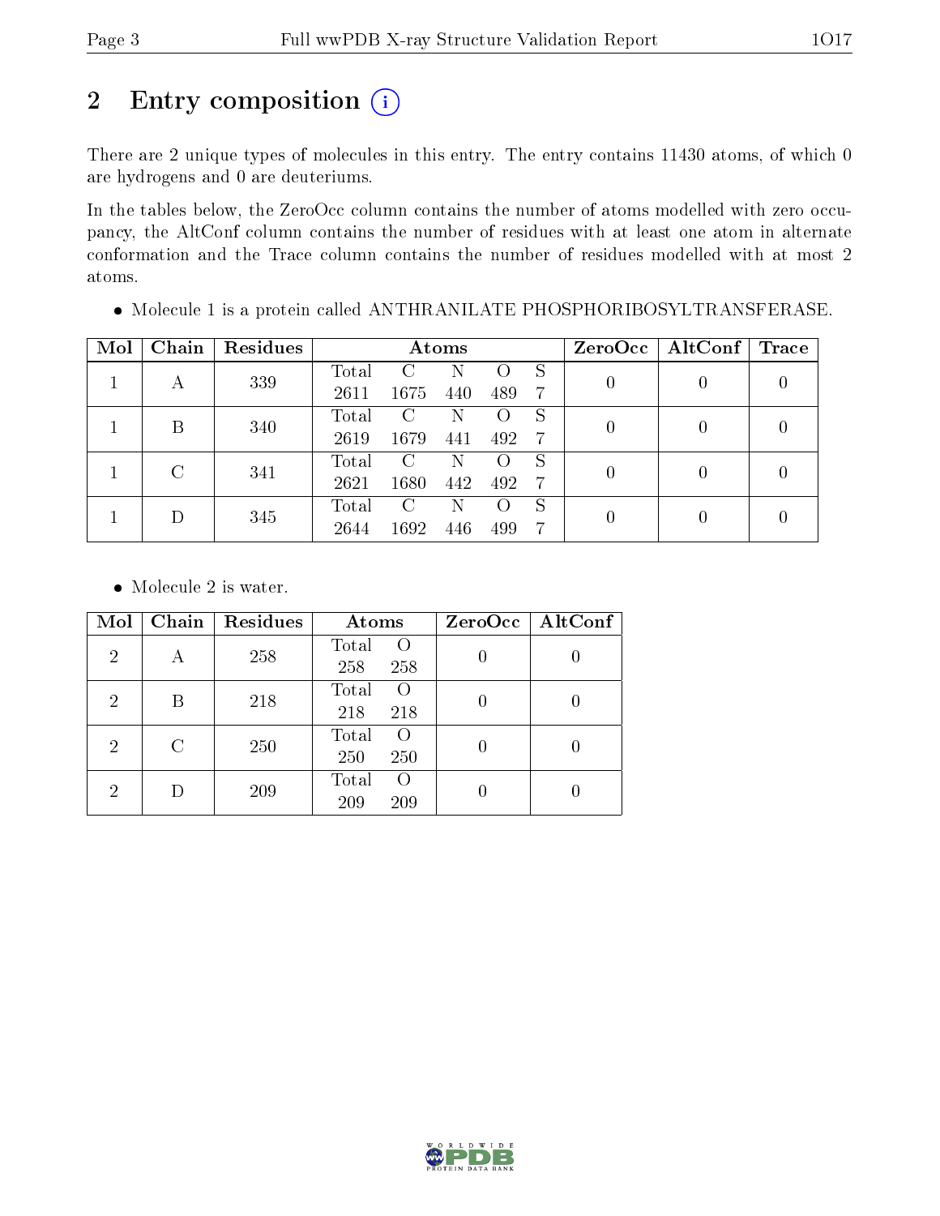# 2 Entry composition (i)

There are 2 unique types of molecules in this entry. The entry contains 11430 atoms, of which 0 are hydrogens and 0 are deuteriums.

In the tables below, the ZeroOcc column contains the number of atoms modelled with zero occupancy, the AltConf column contains the number of residues with at least one atom in alternate conformation and the Trace column contains the number of residues modelled with at most 2 atoms.

- Molecule 1 is a protein called ANTHRANILATE PHOSPHORIBOSYLTRANSFERASE.

| Mol | Chain | Residues | Atoms | | | | | ZeroOcc | AltConf | Trace |
|---|---|---|---|---|---|---|---|---|---|---|
| 1 | A | 339 | Total<br>2611 | C<br>1675 | N<br>440 | O<br>489 | S<br>7 | 0 | 0 | 0 |
| 1 | B | 340 | Total<br>2619 | C<br>1679 | N<br>441 | O<br>492 | S<br>7 | 0 | 0 | 0 |
| 1 | C | 341 | Total<br>2621 | C<br>1680 | N<br>442 | O<br>492 | S<br>7 | 0 | 0 | 0 |
| 1 | D | 345 | Total<br>2644 | C<br>1692 | N<br>446 | O<br>499 | S<br>7 | 0 | 0 | 0 |

- Molecule 2 is water.

| Mol | Chain | Residues | Atoms | | ZeroOcc | AltConf |
|---|---|---|---|---|---|---|
| 2 | A | 258 | Total<br>258 | O<br>258 | 0 | 0 |
| 2 | B | 218 | Total<br>218 | O<br>218 | 0 | 0 |
| 2 | C | 250 | Total<br>250 | O<br>250 | 0 | 0 |
| 2 | D | 209 | Total<br>209 | O<br>209 | 0 | 0 |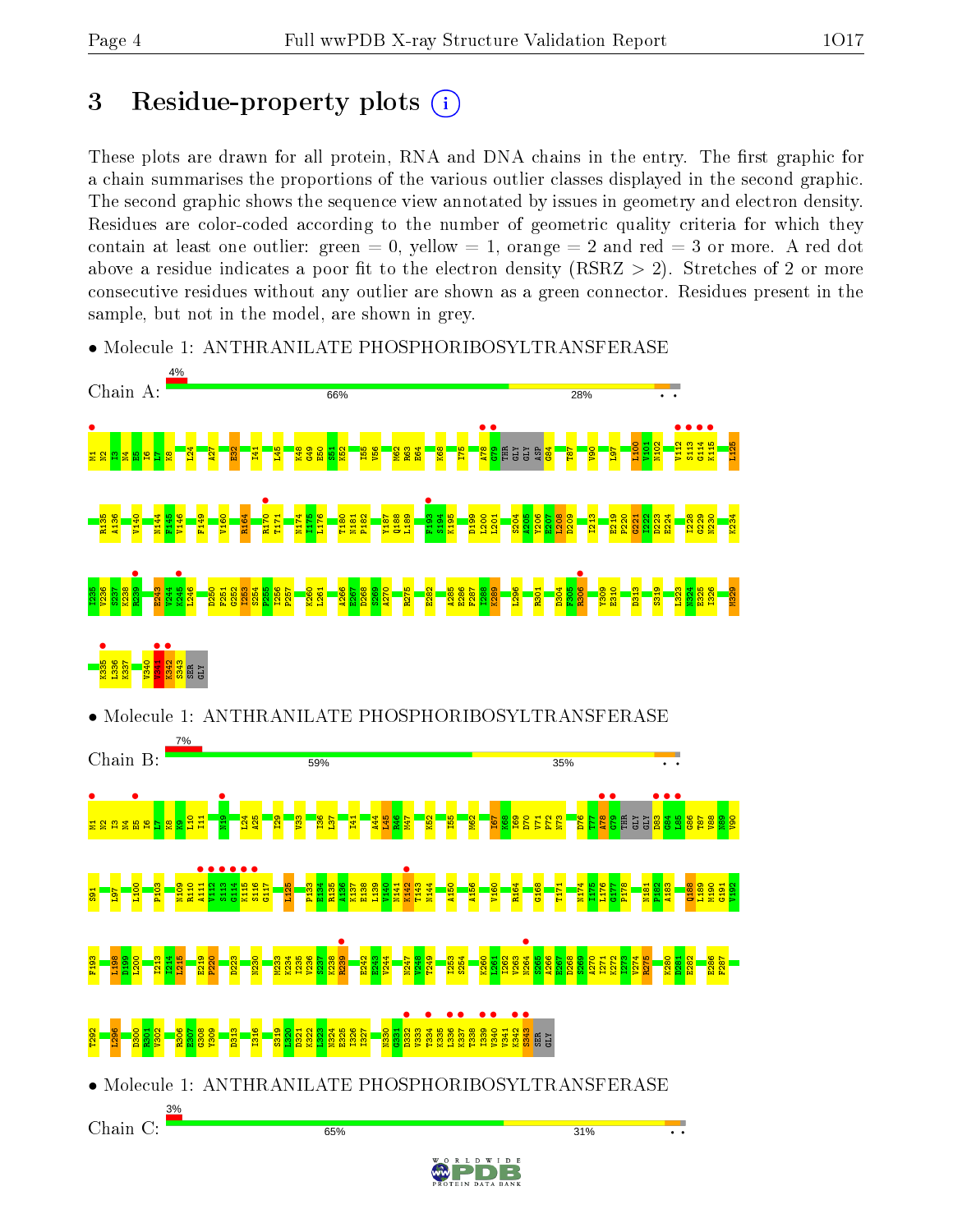# 3 Residue-property plots

These plots are drawn for all protein, RNA and DNA chains in the entry. The first graphic for a chain summarises the proportions of the various outlier classes displayed in the second graphic. The second graphic shows the sequence view annotated by issues in geometry and electron density. Residues are color-coded according to the number of geometric quality criteria for which they contain at least one outlier: green = 0, yellow = 1, orange = 2 and red = 3 or more. A red dot above a residue indicates a poor fit to the electron density (RSRZ > 2). Stretches of 2 or more consecutive residues without any outlier are shown as a green connector. Residues present in the sample, but not in the model, are shown in grey.

- Molecule 1: ANTHRANILATE PHOSPHORIBOSYLTRANSFERASE

Chain A: 4% | 66% | 28% | • •

- Molecule 1: ANTHRANILATE PHOSPHORIBOSYLTRANSFERASE

Chain B: 7% | 59% | 35% | • •

- Molecule 1: ANTHRANILATE PHOSPHORIBOSYLTRANSFERASE

Chain C: 3% | 65% | 31% | • •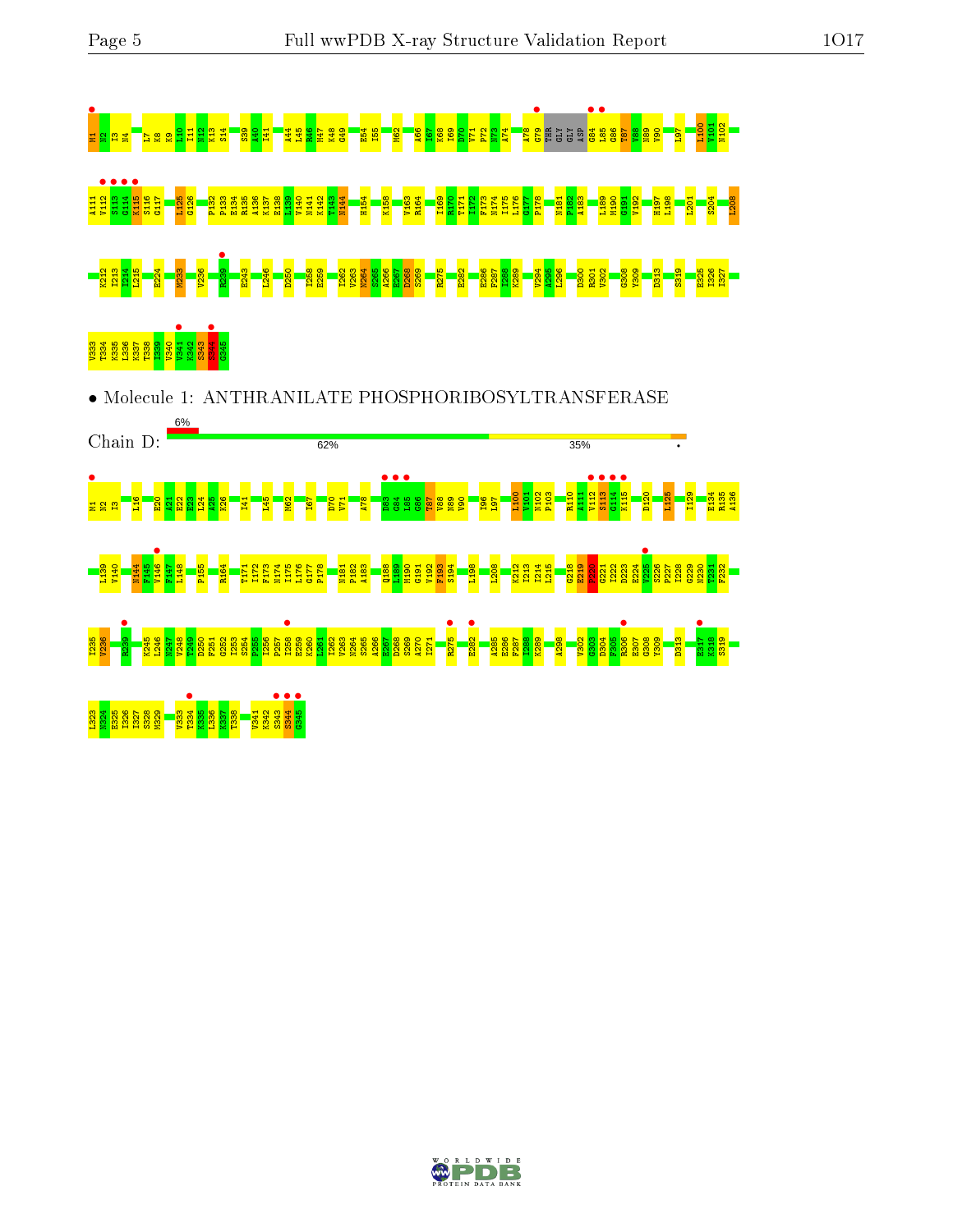M1 N2 I3 N4 L7 K8 K9 L10 I11 N12 K13 S14 S39 A40 I41 A44 L45 R46 M47 K48 G49 E54 I55 M62 A66 I67 K68 I69 D70 V71 P72 N73 A74 A78 G79 THR GLY GLY ASP G84 L85 G86 T87 V88 N89 V90 L97 L100 V101 N102

A111 V112 S113 G114 K115 S116 G117 L125 G126 P132 P133 E134 R135 A136 K137 E138 L139 V140 N141 K142 T143 N144 H154 K158 V163 R164 I169 R170 T171 I172 F173 N174 I175 L176 G177 P178 N181 P182 A183 L189 M190 G191 V192 H197 L198 L201 S204 L208

K212 I213 I214 L215 E224 M233 V236 R239 E243 L246 D250 I258 E259 I262 V263 N264 S265 A266 E267 D268 S269 R275 E282 E286 F287 I288 K289 V294 A295 L296 D300 R301 V302 G308 Y309 D313 S319 E325 I326 I327

V333 T334 K335 L336 K337 T338 I339 V340 V341 K342 S343 S344 G345

• Molecule 1: ANTHRANILATE PHOSPHORIBOSYLTRANSFERASE

Chain D: 6% 62% 35% •

M1 N2 I3 L16 E20 A21 E22 E23 L24 A25 K26 I41 L45 M62 I67 D70 V71 A78 D83 G84 L85 G86 T87 V88 N89 V90 I96 L97 L100 V101 N102 P103 R110 A111 V112 S113 G114 K115 D120 L125 I129 E134 R135 A136

L139 V140 N144 F145 V146 F147 L148 P155 R164 T171 I172 F173 N174 I175 L176 G177 P178 N181 P182 A183 Q188 L189 M190 G191 V192 F193 S194 L198 L208 K212 I213 I214 L215 G218 E219 F220 G221 I222 D223 E224 V225 S226 P227 I228 G229 N230 T231 F232

I235 V236 R239 K245 L246 N247 V248 T249 D250 F251 G252 I253 S254 P255 I256 P257 I258 E259 K260 L261 I262 V263 N264 S265 A266 E267 D268 S269 A270 I271 R275 E282 A285 E286 F287 I288 K289 A298 V302 G303 D304 F305 R306 E307 G308 Y309 D313 E317 K318 S319

L323 N324 E325 I326 I327 S328 M329 V333 T334 K335 L336 K337 T338 V341 K342 S343 S344 G345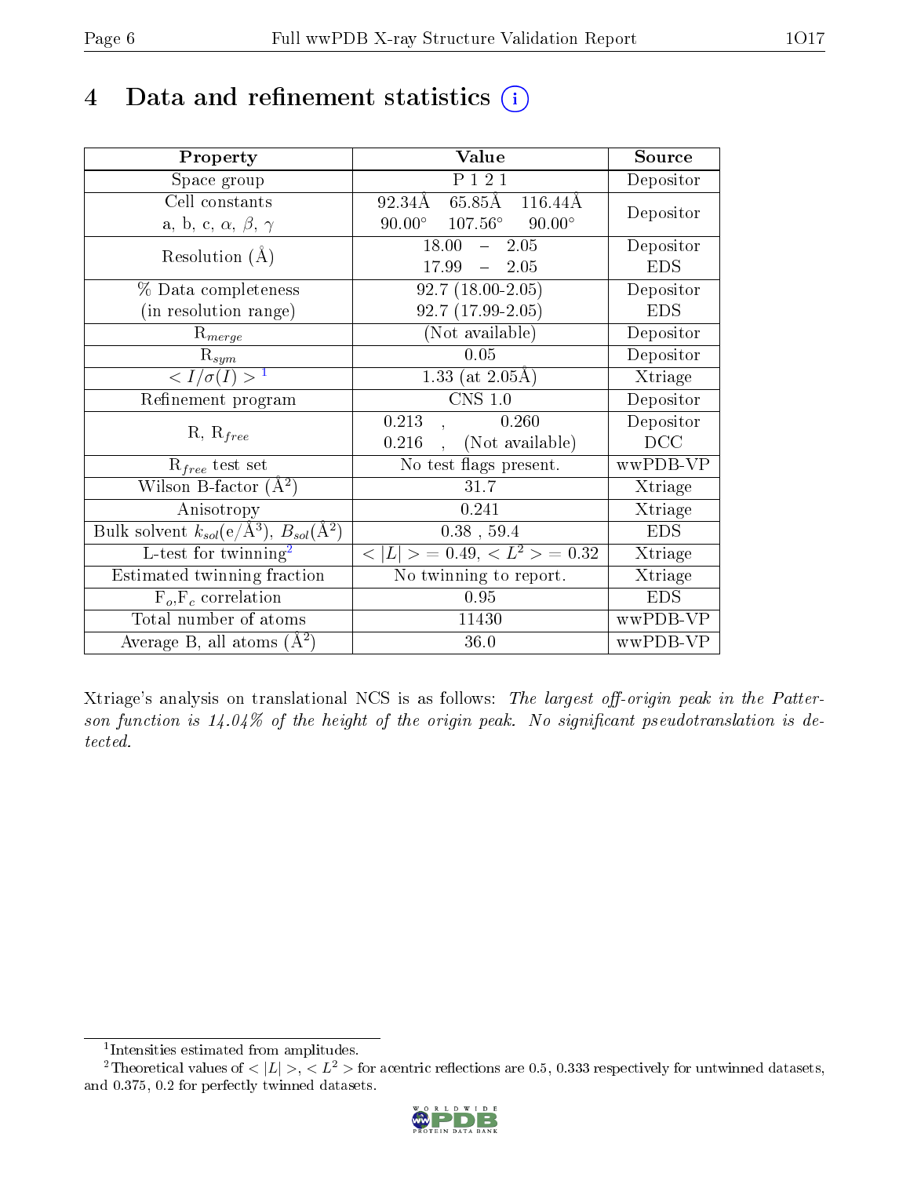# 4 Data and refinement statistics (i)

| Property | Value | Source |
|---|---|---|
| Space group | P 1 2 1 | Depositor |
| Cell constants<br>a, b, c, $\alpha$, $\beta$, $\gamma$ | 92.34Å 65.85Å 116.44Å<br>90.00° 107.56° 90.00° | Depositor |
| Resolution (Å) | 18.00 – 2.05<br>17.99 – 2.05 | Depositor<br>EDS |
| % Data completeness<br>(in resolution range) | 92.7 (18.00-2.05)<br>92.7 (17.99-2.05) | Depositor<br>EDS |
| $R_{merge}$ | (Not available) | Depositor |
| $R_{sym}$ | 0.05 | Depositor |
| $< I/\sigma(I) >$ [1] | 1.33 (at 2.05Å) | Xtriage |
| Refinement program | CNS 1.0 | Depositor |
| R, $R_{free}$ | 0.213 , 0.260<br>0.216 , (Not available) | Depositor<br>DCC |
| $R_{free}$ test set | No test flags present. | wwPDB-VP |
| Wilson B-factor (Å$^2$) | 31.7 | Xtriage |
| Anisotropy | 0.241 | Xtriage |
| Bulk solvent $k_{sol}$(e/Å$^3$), $B_{sol}$(Å$^2$) | 0.38 , 59.4 | EDS |
| L-test for twinning[2] | $< \|L\| >$ = 0.49, $< L^2 >$ = 0.32 | Xtriage |
| Estimated twinning fraction | No twinning to report. | Xtriage |
| $F_o$,$F_c$ correlation | 0.95 | EDS |
| Total number of atoms | 11430 | wwPDB-VP |
| Average B, all atoms (Å$^2$) | 36.0 | wwPDB-VP |

Xtriage's analysis on translational NCS is as follows: *The largest off-origin peak in the Patterson function is 14.04% of the height of the origin peak. No significant pseudotranslation is detected.*

[1] Intensities estimated from amplitudes.

[2] Theoretical values of $< |L| >$, $< L^2 >$ for acentric reflections are 0.5, 0.333 respectively for untwinned datasets, and 0.375, 0.2 for perfectly twinned datasets.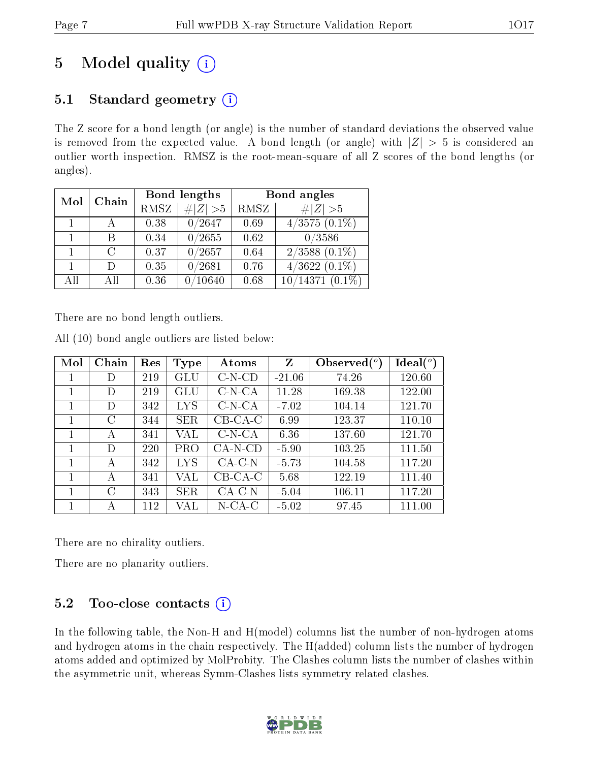# 5 Model quality

## 5.1 Standard geometry

The Z score for a bond length (or angle) is the number of standard deviations the observed value is removed from the expected value. A bond length (or angle) with $|Z| > 5$ is considered an outlier worth inspection. RMSZ is the root-mean-square of all Z scores of the bond lengths (or angles).

| Mol | Chain | Bond lengths | | Bond angles | |
|---|---|---|---|---|---|
| | | RMSZ | #\|Z\| >5 | RMSZ | #\|Z\| >5 |
| 1 | A | 0.38 | 0/2647 | 0.69 | 4/3575 (0.1%) |
| 1 | B | 0.34 | 0/2655 | 0.62 | 0/3586 |
| 1 | C | 0.37 | 0/2657 | 0.64 | 2/3588 (0.1%) |
| 1 | D | 0.35 | 0/2681 | 0.76 | 4/3622 (0.1%) |
| All | All | 0.36 | 0/10640 | 0.68 | 10/14371 (0.1%) |

There are no bond length outliers.

All (10) bond angle outliers are listed below:

| Mol | Chain | Res | Type | Atoms | Z | Observed(°) | Ideal(°) |
|---|---|---|---|---|---|---|---|
| 1 | D | 219 | GLU | C-N-CD | -21.06 | 74.26 | 120.60 |
| 1 | D | 219 | GLU | C-N-CA | 11.28 | 169.38 | 122.00 |
| 1 | D | 342 | LYS | C-N-CA | -7.02 | 104.14 | 121.70 |
| 1 | C | 344 | SER | CB-CA-C | 6.99 | 123.37 | 110.10 |
| 1 | A | 341 | VAL | C-N-CA | 6.36 | 137.60 | 121.70 |
| 1 | D | 220 | PRO | CA-N-CD | -5.90 | 103.25 | 111.50 |
| 1 | A | 342 | LYS | CA-C-N | -5.73 | 104.58 | 117.20 |
| 1 | A | 341 | VAL | CB-CA-C | 5.68 | 122.19 | 111.40 |
| 1 | C | 343 | SER | CA-C-N | -5.04 | 106.11 | 117.20 |
| 1 | A | 112 | VAL | N-CA-C | -5.02 | 97.45 | 111.00 |

There are no chirality outliers.

There are no planarity outliers.

## 5.2 Too-close contacts

In the following table, the Non-H and H(model) columns list the number of non-hydrogen atoms and hydrogen atoms in the chain respectively. The H(added) column lists the number of hydrogen atoms added and optimized by MolProbity. The Clashes column lists the number of clashes within the asymmetric unit, whereas Symm-Clashes lists symmetry related clashes.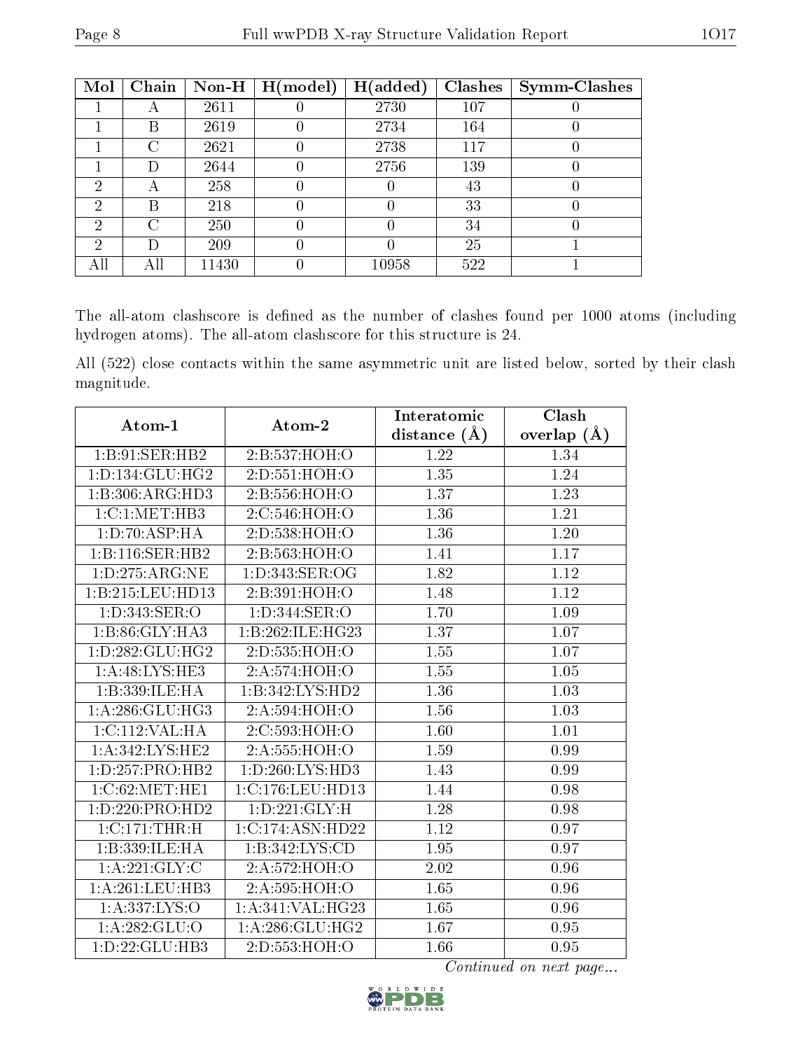| Mol | Chain | Non-H | H(model) | H(added) | Clashes | Symm-Clashes |
|---|---|---|---|---|---|---|
| 1 | A | 2611 | 0 | 2730 | 107 | 0 |
| 1 | B | 2619 | 0 | 2734 | 164 | 0 |
| 1 | C | 2621 | 0 | 2738 | 117 | 0 |
| 1 | D | 2644 | 0 | 2756 | 139 | 0 |
| 2 | A | 258 | 0 | 0 | 43 | 0 |
| 2 | B | 218 | 0 | 0 | 33 | 0 |
| 2 | C | 250 | 0 | 0 | 34 | 0 |
| 2 | D | 209 | 0 | 0 | 25 | 1 |
| All | All | 11430 | 0 | 10958 | 522 | 1 |

The all-atom clashscore is defined as the number of clashes found per 1000 atoms (including hydrogen atoms). The all-atom clashscore for this structure is 24.

All (522) close contacts within the same asymmetric unit are listed below, sorted by their clash magnitude.

| Atom-1 | Atom-2 | Interatomic distance (Å) | Clash overlap (Å) |
|---|---|---|---|
| 1:B:91:SER:HB2 | 2:B:537:HOH:O | 1.22 | 1.34 |
| 1:D:134:GLU:HG2 | 2:D:551:HOH:O | 1.35 | 1.24 |
| 1:B:306:ARG:HD3 | 2:B:556:HOH:O | 1.37 | 1.23 |
| 1:C:1:MET:HB3 | 2:C:546:HOH:O | 1.36 | 1.21 |
| 1:D:70:ASP:HA | 2:D:538:HOH:O | 1.36 | 1.20 |
| 1:B:116:SER:HB2 | 2:B:563:HOH:O | 1.41 | 1.17 |
| 1:D:275:ARG:NE | 1:D:343:SER:OG | 1.82 | 1.12 |
| 1:B:215:LEU:HD13 | 2:B:391:HOH:O | 1.48 | 1.12 |
| 1:D:343:SER:O | 1:D:344:SER:O | 1.70 | 1.09 |
| 1:B:86:GLY:HA3 | 1:B:262:ILE:HG23 | 1.37 | 1.07 |
| 1:D:282:GLU:HG2 | 2:D:535:HOH:O | 1.55 | 1.07 |
| 1:A:48:LYS:HE3 | 2:A:574:HOH:O | 1.55 | 1.05 |
| 1:B:339:ILE:HA | 1:B:342:LYS:HD2 | 1.36 | 1.03 |
| 1:A:286:GLU:HG3 | 2:A:594:HOH:O | 1.56 | 1.03 |
| 1:C:112:VAL:HA | 2:C:593:HOH:O | 1.60 | 1.01 |
| 1:A:342:LYS:HE2 | 2:A:555:HOH:O | 1.59 | 0.99 |
| 1:D:257:PRO:HB2 | 1:D:260:LYS:HD3 | 1.43 | 0.99 |
| 1:C:62:MET:HE1 | 1:C:176:LEU:HD13 | 1.44 | 0.98 |
| 1:D:220:PRO:HD2 | 1:D:221:GLY:H | 1.28 | 0.98 |
| 1:C:171:THR:H | 1:C:174:ASN:HD22 | 1.12 | 0.97 |
| 1:B:339:ILE:HA | 1:B:342:LYS:CD | 1.95 | 0.97 |
| 1:A:221:GLY:C | 2:A:572:HOH:O | 2.02 | 0.96 |
| 1:A:261:LEU:HB3 | 2:A:595:HOH:O | 1.65 | 0.96 |
| 1:A:337:LYS:O | 1:A:341:VAL:HG23 | 1.65 | 0.96 |
| 1:A:282:GLU:O | 1:A:286:GLU:HG2 | 1.67 | 0.95 |
| 1:D:22:GLU:HB3 | 2:D:553:HOH:O | 1.66 | 0.95 |

*Continued on next page...*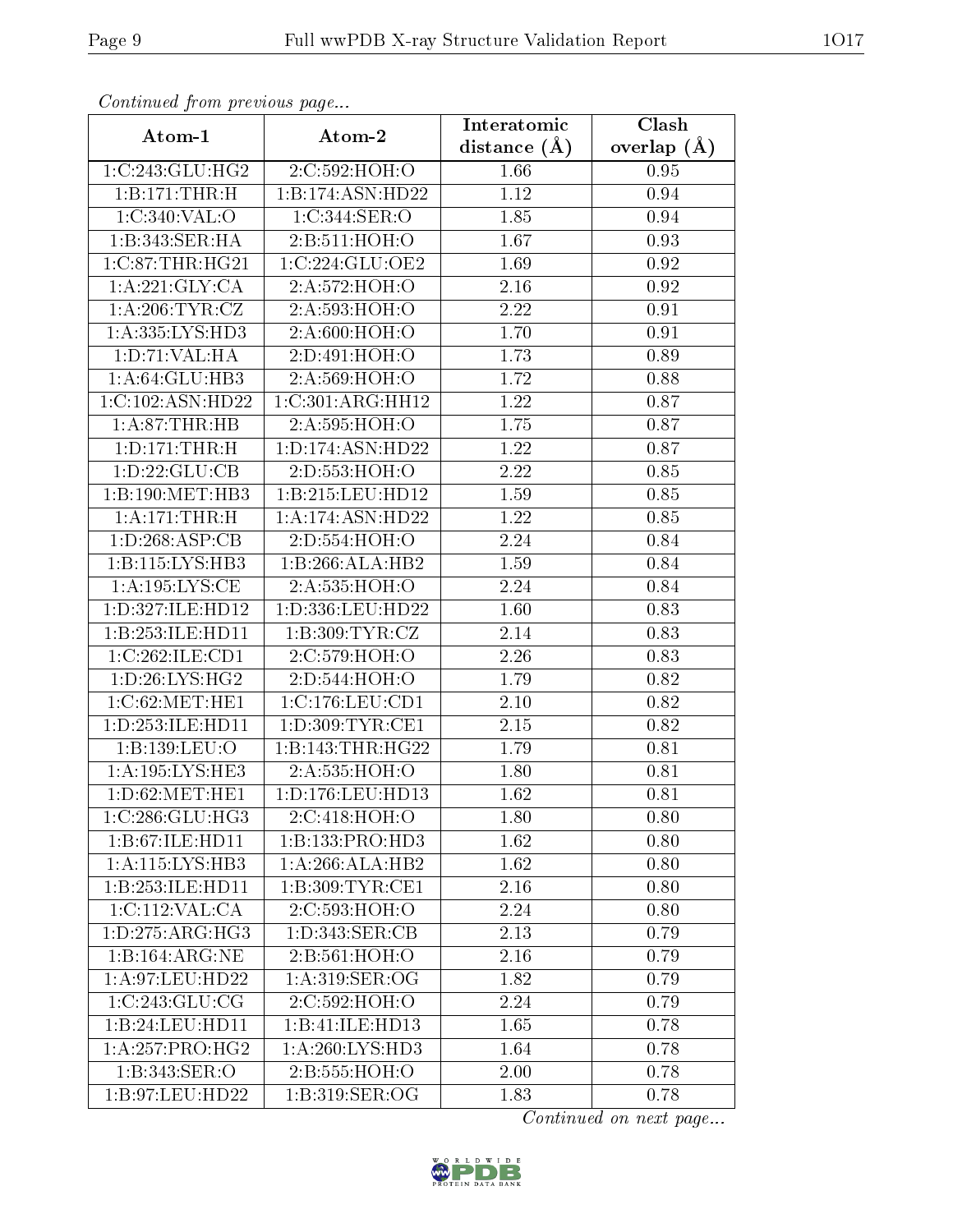*Continued from previous page...*

| Atom-1 | Atom-2 | Interatomic distance (Å) | Clash overlap (Å) |
|---|---|---|---|
| 1:C:243:GLU:HG2 | 2:C:592:HOH:O | 1.66 | 0.95 |
| 1:B:171:THR:H | 1:B:174:ASN:HD22 | 1.12 | 0.94 |
| 1:C:340:VAL:O | 1:C:344:SER:O | 1.85 | 0.94 |
| 1:B:343:SER:HA | 2:B:511:HOH:O | 1.67 | 0.93 |
| 1:C:87:THR:HG21 | 1:C:224:GLU:OE2 | 1.69 | 0.92 |
| 1:A:221:GLY:CA | 2:A:572:HOH:O | 2.16 | 0.92 |
| 1:A:206:TYR:CZ | 2:A:593:HOH:O | 2.22 | 0.91 |
| 1:A:335:LYS:HD3 | 2:A:600:HOH:O | 1.70 | 0.91 |
| 1:D:71:VAL:HA | 2:D:491:HOH:O | 1.73 | 0.89 |
| 1:A:64:GLU:HB3 | 2:A:569:HOH:O | 1.72 | 0.88 |
| 1:C:102:ASN:HD22 | 1:C:301:ARG:HH12 | 1.22 | 0.87 |
| 1:A:87:THR:HB | 2:A:595:HOH:O | 1.75 | 0.87 |
| 1:D:171:THR:H | 1:D:174:ASN:HD22 | 1.22 | 0.87 |
| 1:D:22:GLU:CB | 2:D:553:HOH:O | 2.22 | 0.85 |
| 1:B:190:MET:HB3 | 1:B:215:LEU:HD12 | 1.59 | 0.85 |
| 1:A:171:THR:H | 1:A:174:ASN:HD22 | 1.22 | 0.85 |
| 1:D:268:ASP:CB | 2:D:554:HOH:O | 2.24 | 0.84 |
| 1:B:115:LYS:HB3 | 1:B:266:ALA:HB2 | 1.59 | 0.84 |
| 1:A:195:LYS:CE | 2:A:535:HOH:O | 2.24 | 0.84 |
| 1:D:327:ILE:HD12 | 1:D:336:LEU:HD22 | 1.60 | 0.83 |
| 1:B:253:ILE:HD11 | 1:B:309:TYR:CZ | 2.14 | 0.83 |
| 1:C:262:ILE:CD1 | 2:C:579:HOH:O | 2.26 | 0.83 |
| 1:D:26:LYS:HG2 | 2:D:544:HOH:O | 1.79 | 0.82 |
| 1:C:62:MET:HE1 | 1:C:176:LEU:CD1 | 2.10 | 0.82 |
| 1:D:253:ILE:HD11 | 1:D:309:TYR:CE1 | 2.15 | 0.82 |
| 1:B:139:LEU:O | 1:B:143:THR:HG22 | 1.79 | 0.81 |
| 1:A:195:LYS:HE3 | 2:A:535:HOH:O | 1.80 | 0.81 |
| 1:D:62:MET:HE1 | 1:D:176:LEU:HD13 | 1.62 | 0.81 |
| 1:C:286:GLU:HG3 | 2:C:418:HOH:O | 1.80 | 0.80 |
| 1:B:67:ILE:HD11 | 1:B:133:PRO:HD3 | 1.62 | 0.80 |
| 1:A:115:LYS:HB3 | 1:A:266:ALA:HB2 | 1.62 | 0.80 |
| 1:B:253:ILE:HD11 | 1:B:309:TYR:CE1 | 2.16 | 0.80 |
| 1:C:112:VAL:CA | 2:C:593:HOH:O | 2.24 | 0.80 |
| 1:D:275:ARG:HG3 | 1:D:343:SER:CB | 2.13 | 0.79 |
| 1:B:164:ARG:NE | 2:B:561:HOH:O | 2.16 | 0.79 |
| 1:A:97:LEU:HD22 | 1:A:319:SER:OG | 1.82 | 0.79 |
| 1:C:243:GLU:CG | 2:C:592:HOH:O | 2.24 | 0.79 |
| 1:B:24:LEU:HD11 | 1:B:41:ILE:HD13 | 1.65 | 0.78 |
| 1:A:257:PRO:HG2 | 1:A:260:LYS:HD3 | 1.64 | 0.78 |
| 1:B:343:SER:O | 2:B:555:HOH:O | 2.00 | 0.78 |
| 1:B:97:LEU:HD22 | 1:B:319:SER:OG | 1.83 | 0.78 |

*Continued on next page...*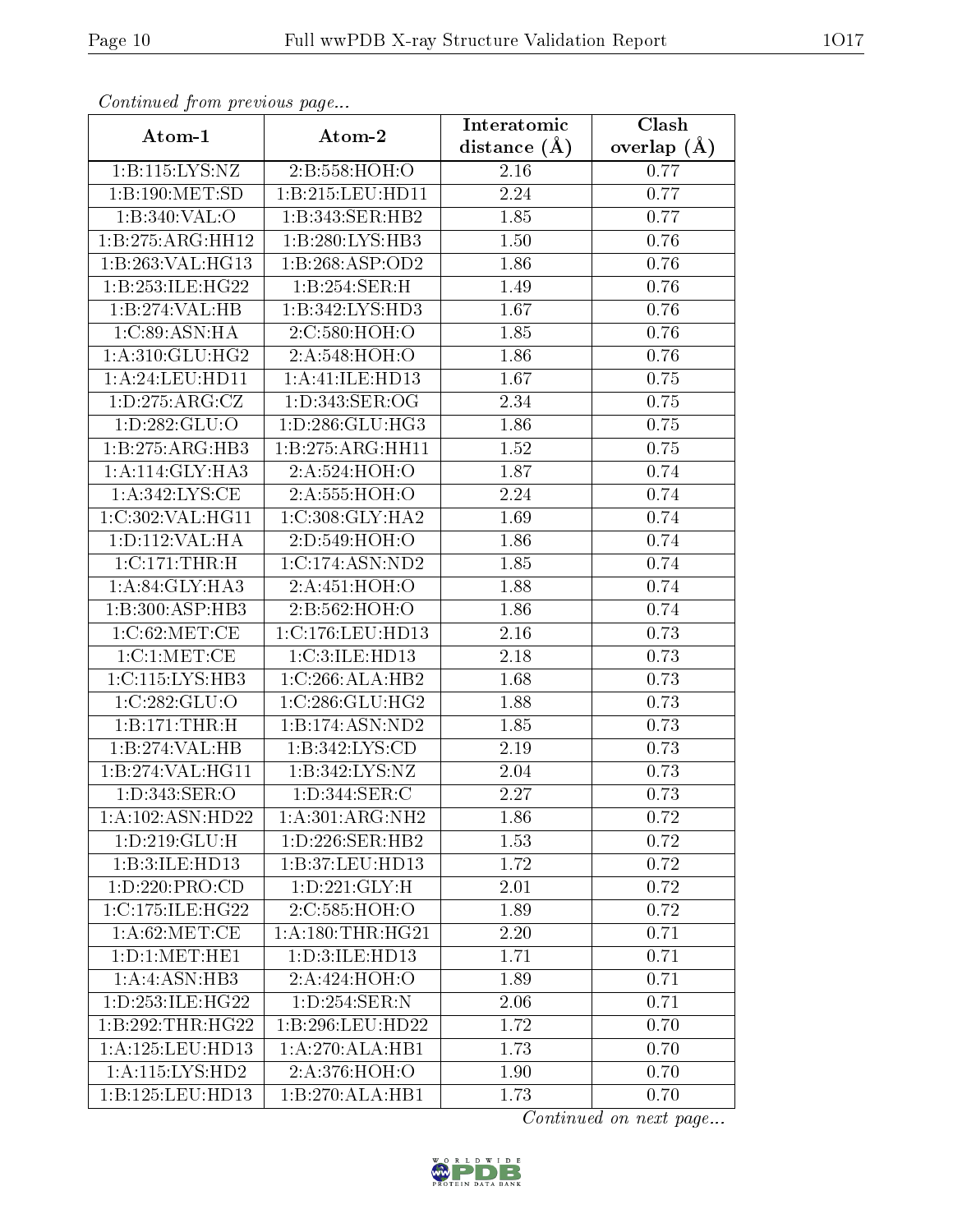*Continued from previous page...*

| Atom-1 | Atom-2 | Interatomic distance (Å) | Clash overlap (Å) |
|---|---|---|---|
| 1:B:115:LYS:NZ | 2:B:558:HOH:O | 2.16 | 0.77 |
| 1:B:190:MET:SD | 1:B:215:LEU:HD11 | 2.24 | 0.77 |
| 1:B:340:VAL:O | 1:B:343:SER:HB2 | 1.85 | 0.77 |
| 1:B:275:ARG:HH12 | 1:B:280:LYS:HB3 | 1.50 | 0.76 |
| 1:B:263:VAL:HG13 | 1:B:268:ASP:OD2 | 1.86 | 0.76 |
| 1:B:253:ILE:HG22 | 1:B:254:SER:H | 1.49 | 0.76 |
| 1:B:274:VAL:HB | 1:B:342:LYS:HD3 | 1.67 | 0.76 |
| 1:C:89:ASN:HA | 2:C:580:HOH:O | 1.85 | 0.76 |
| 1:A:310:GLU:HG2 | 2:A:548:HOH:O | 1.86 | 0.76 |
| 1:A:24:LEU:HD11 | 1:A:41:ILE:HD13 | 1.67 | 0.75 |
| 1:D:275:ARG:CZ | 1:D:343:SER:OG | 2.34 | 0.75 |
| 1:D:282:GLU:O | 1:D:286:GLU:HG3 | 1.86 | 0.75 |
| 1:B:275:ARG:HB3 | 1:B:275:ARG:HH11 | 1.52 | 0.75 |
| 1:A:114:GLY:HA3 | 2:A:524:HOH:O | 1.87 | 0.74 |
| 1:A:342:LYS:CE | 2:A:555:HOH:O | 2.24 | 0.74 |
| 1:C:302:VAL:HG11 | 1:C:308:GLY:HA2 | 1.69 | 0.74 |
| 1:D:112:VAL:HA | 2:D:549:HOH:O | 1.86 | 0.74 |
| 1:C:171:THR:H | 1:C:174:ASN:ND2 | 1.85 | 0.74 |
| 1:A:84:GLY:HA3 | 2:A:451:HOH:O | 1.88 | 0.74 |
| 1:B:300:ASP:HB3 | 2:B:562:HOH:O | 1.86 | 0.74 |
| 1:C:62:MET:CE | 1:C:176:LEU:HD13 | 2.16 | 0.73 |
| 1:C:1:MET:CE | 1:C:3:ILE:HD13 | 2.18 | 0.73 |
| 1:C:115:LYS:HB3 | 1:C:266:ALA:HB2 | 1.68 | 0.73 |
| 1:C:282:GLU:O | 1:C:286:GLU:HG2 | 1.88 | 0.73 |
| 1:B:171:THR:H | 1:B:174:ASN:ND2 | 1.85 | 0.73 |
| 1:B:274:VAL:HB | 1:B:342:LYS:CD | 2.19 | 0.73 |
| 1:B:274:VAL:HG11 | 1:B:342:LYS:NZ | 2.04 | 0.73 |
| 1:D:343:SER:O | 1:D:344:SER:C | 2.27 | 0.73 |
| 1:A:102:ASN:HD22 | 1:A:301:ARG:NH2 | 1.86 | 0.72 |
| 1:D:219:GLU:H | 1:D:226:SER:HB2 | 1.53 | 0.72 |
| 1:B:3:ILE:HD13 | 1:B:37:LEU:HD13 | 1.72 | 0.72 |
| 1:D:220:PRO:CD | 1:D:221:GLY:H | 2.01 | 0.72 |
| 1:C:175:ILE:HG22 | 2:C:585:HOH:O | 1.89 | 0.72 |
| 1:A:62:MET:CE | 1:A:180:THR:HG21 | 2.20 | 0.71 |
| 1:D:1:MET:HE1 | 1:D:3:ILE:HD13 | 1.71 | 0.71 |
| 1:A:4:ASN:HB3 | 2:A:424:HOH:O | 1.89 | 0.71 |
| 1:D:253:ILE:HG22 | 1:D:254:SER:N | 2.06 | 0.71 |
| 1:B:292:THR:HG22 | 1:B:296:LEU:HD22 | 1.72 | 0.70 |
| 1:A:125:LEU:HD13 | 1:A:270:ALA:HB1 | 1.73 | 0.70 |
| 1:A:115:LYS:HD2 | 2:A:376:HOH:O | 1.90 | 0.70 |
| 1:B:125:LEU:HD13 | 1:B:270:ALA:HB1 | 1.73 | 0.70 |

*Continued on next page...*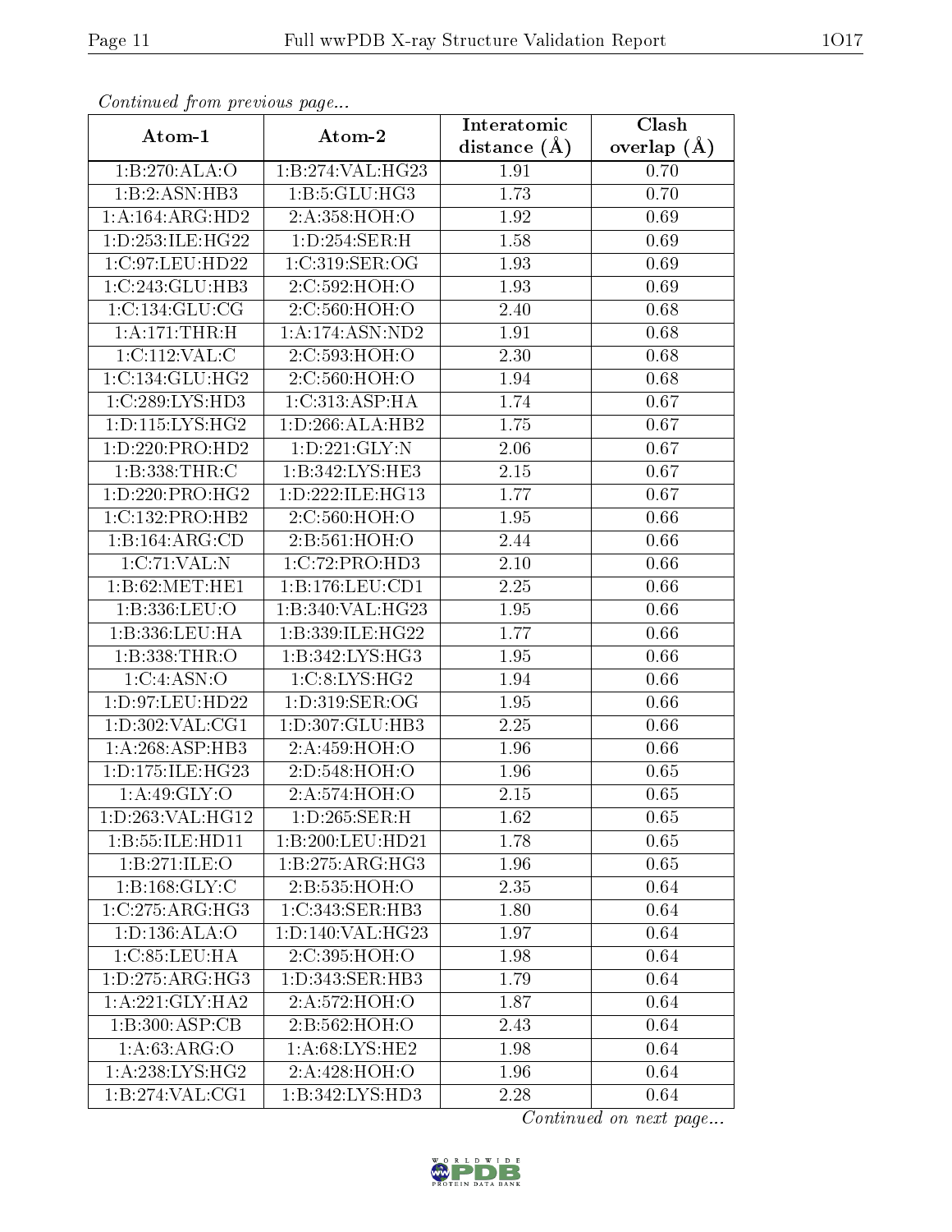*Continued from previous page...*

| Atom-1 | Atom-2 | Interatomic distance (Å) | Clash overlap (Å) |
|---|---|---|---|
| 1:B:270:ALA:O | 1:B:274:VAL:HG23 | 1.91 | 0.70 |
| 1:B:2:ASN:HB3 | 1:B:5:GLU:HG3 | 1.73 | 0.70 |
| 1:A:164:ARG:HD2 | 2:A:358:HOH:O | 1.92 | 0.69 |
| 1:D:253:ILE:HG22 | 1:D:254:SER:H | 1.58 | 0.69 |
| 1:C:97:LEU:HD22 | 1:C:319:SER:OG | 1.93 | 0.69 |
| 1:C:243:GLU:HB3 | 2:C:592:HOH:O | 1.93 | 0.69 |
| 1:C:134:GLU:CG | 2:C:560:HOH:O | 2.40 | 0.68 |
| 1:A:171:THR:H | 1:A:174:ASN:ND2 | 1.91 | 0.68 |
| 1:C:112:VAL:C | 2:C:593:HOH:O | 2.30 | 0.68 |
| 1:C:134:GLU:HG2 | 2:C:560:HOH:O | 1.94 | 0.68 |
| 1:C:289:LYS:HD3 | 1:C:313:ASP:HA | 1.74 | 0.67 |
| 1:D:115:LYS:HG2 | 1:D:266:ALA:HB2 | 1.75 | 0.67 |
| 1:D:220:PRO:HD2 | 1:D:221:GLY:N | 2.06 | 0.67 |
| 1:B:338:THR:C | 1:B:342:LYS:HE3 | 2.15 | 0.67 |
| 1:D:220:PRO:HG2 | 1:D:222:ILE:HG13 | 1.77 | 0.67 |
| 1:C:132:PRO:HB2 | 2:C:560:HOH:O | 1.95 | 0.66 |
| 1:B:164:ARG:CD | 2:B:561:HOH:O | 2.44 | 0.66 |
| 1:C:71:VAL:N | 1:C:72:PRO:HD3 | 2.10 | 0.66 |
| 1:B:62:MET:HE1 | 1:B:176:LEU:CD1 | 2.25 | 0.66 |
| 1:B:336:LEU:O | 1:B:340:VAL:HG23 | 1.95 | 0.66 |
| 1:B:336:LEU:HA | 1:B:339:ILE:HG22 | 1.77 | 0.66 |
| 1:B:338:THR:O | 1:B:342:LYS:HG3 | 1.95 | 0.66 |
| 1:C:4:ASN:O | 1:C:8:LYS:HG2 | 1.94 | 0.66 |
| 1:D:97:LEU:HD22 | 1:D:319:SER:OG | 1.95 | 0.66 |
| 1:D:302:VAL:CG1 | 1:D:307:GLU:HB3 | 2.25 | 0.66 |
| 1:A:268:ASP:HB3 | 2:A:459:HOH:O | 1.96 | 0.66 |
| 1:D:175:ILE:HG23 | 2:D:548:HOH:O | 1.96 | 0.65 |
| 1:A:49:GLY:O | 2:A:574:HOH:O | 2.15 | 0.65 |
| 1:D:263:VAL:HG12 | 1:D:265:SER:H | 1.62 | 0.65 |
| 1:B:55:ILE:HD11 | 1:B:200:LEU:HD21 | 1.78 | 0.65 |
| 1:B:271:ILE:O | 1:B:275:ARG:HG3 | 1.96 | 0.65 |
| 1:B:168:GLY:C | 2:B:535:HOH:O | 2.35 | 0.64 |
| 1:C:275:ARG:HG3 | 1:C:343:SER:HB3 | 1.80 | 0.64 |
| 1:D:136:ALA:O | 1:D:140:VAL:HG23 | 1.97 | 0.64 |
| 1:C:85:LEU:HA | 2:C:395:HOH:O | 1.98 | 0.64 |
| 1:D:275:ARG:HG3 | 1:D:343:SER:HB3 | 1.79 | 0.64 |
| 1:A:221:GLY:HA2 | 2:A:572:HOH:O | 1.87 | 0.64 |
| 1:B:300:ASP:CB | 2:B:562:HOH:O | 2.43 | 0.64 |
| 1:A:63:ARG:O | 1:A:68:LYS:HE2 | 1.98 | 0.64 |
| 1:A:238:LYS:HG2 | 2:A:428:HOH:O | 1.96 | 0.64 |
| 1:B:274:VAL:CG1 | 1:B:342:LYS:HD3 | 2.28 | 0.64 |

*Continued on next page...*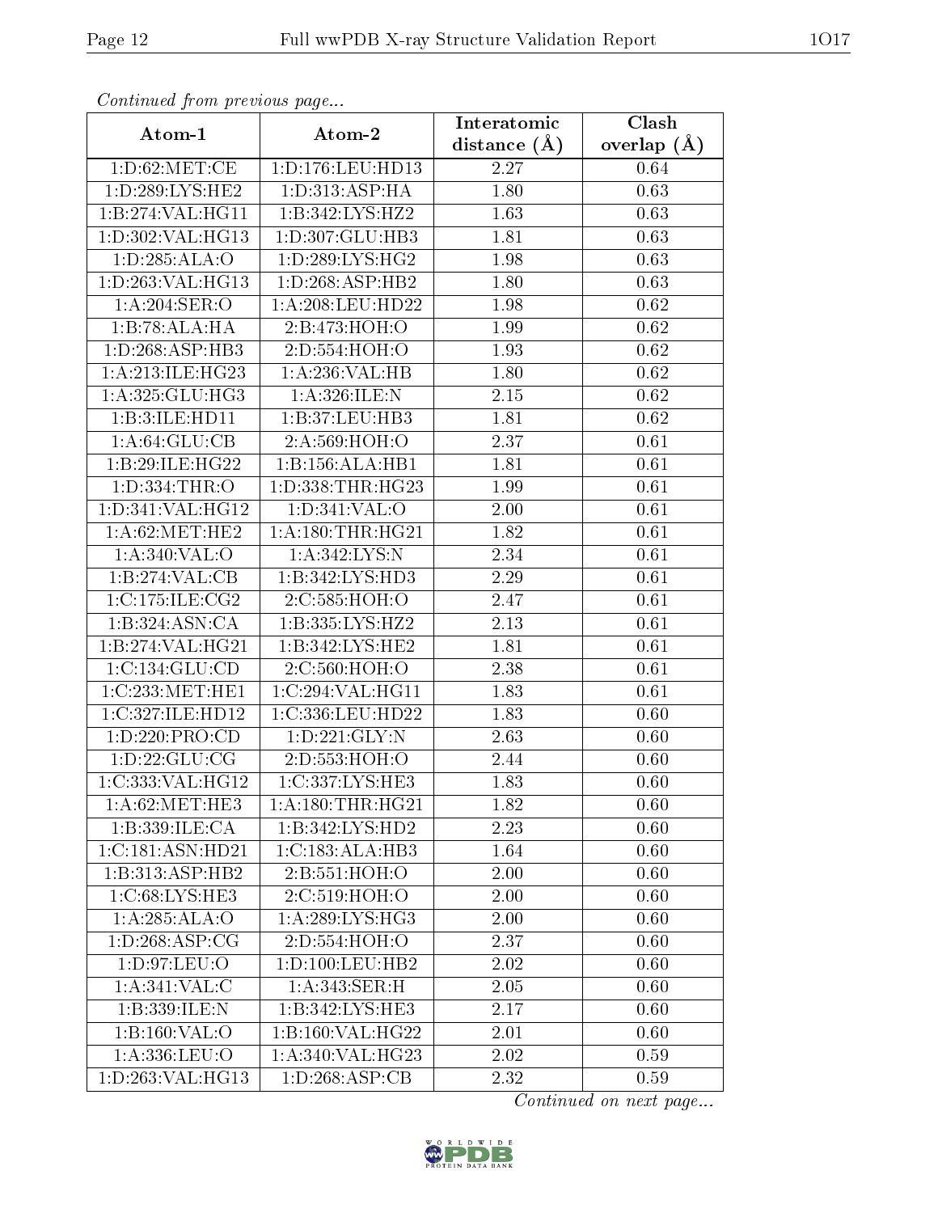*Continued from previous page...*

| Atom-1 | Atom-2 | Interatomic distance (Å) | Clash overlap (Å) |
| --- | --- | --- | --- |
| 1:D:62:MET:CE | 1:D:176:LEU:HD13 | 2.27 | 0.64 |
| 1:D:289:LYS:HE2 | 1:D:313:ASP:HA | 1.80 | 0.63 |
| 1:B:274:VAL:HG11 | 1:B:342:LYS:HZ2 | 1.63 | 0.63 |
| 1:D:302:VAL:HG13 | 1:D:307:GLU:HB3 | 1.81 | 0.63 |
| 1:D:285:ALA:O | 1:D:289:LYS:HG2 | 1.98 | 0.63 |
| 1:D:263:VAL:HG13 | 1:D:268:ASP:HB2 | 1.80 | 0.63 |
| 1:A:204:SER:O | 1:A:208:LEU:HD22 | 1.98 | 0.62 |
| 1:B:78:ALA:HA | 2:B:473:HOH:O | 1.99 | 0.62 |
| 1:D:268:ASP:HB3 | 2:D:554:HOH:O | 1.93 | 0.62 |
| 1:A:213:ILE:HG23 | 1:A:236:VAL:HB | 1.80 | 0.62 |
| 1:A:325:GLU:HG3 | 1:A:326:ILE:N | 2.15 | 0.62 |
| 1:B:3:ILE:HD11 | 1:B:37:LEU:HB3 | 1.81 | 0.62 |
| 1:A:64:GLU:CB | 2:A:569:HOH:O | 2.37 | 0.61 |
| 1:B:29:ILE:HG22 | 1:B:156:ALA:HB1 | 1.81 | 0.61 |
| 1:D:334:THR:O | 1:D:338:THR:HG23 | 1.99 | 0.61 |
| 1:D:341:VAL:HG12 | 1:D:341:VAL:O | 2.00 | 0.61 |
| 1:A:62:MET:HE2 | 1:A:180:THR:HG21 | 1.82 | 0.61 |
| 1:A:340:VAL:O | 1:A:342:LYS:N | 2.34 | 0.61 |
| 1:B:274:VAL:CB | 1:B:342:LYS:HD3 | 2.29 | 0.61 |
| 1:C:175:ILE:CG2 | 2:C:585:HOH:O | 2.47 | 0.61 |
| 1:B:324:ASN:CA | 1:B:335:LYS:HZ2 | 2.13 | 0.61 |
| 1:B:274:VAL:HG21 | 1:B:342:LYS:HE2 | 1.81 | 0.61 |
| 1:C:134:GLU:CD | 2:C:560:HOH:O | 2.38 | 0.61 |
| 1:C:233:MET:HE1 | 1:C:294:VAL:HG11 | 1.83 | 0.61 |
| 1:C:327:ILE:HD12 | 1:C:336:LEU:HD22 | 1.83 | 0.60 |
| 1:D:220:PRO:CD | 1:D:221:GLY:N | 2.63 | 0.60 |
| 1:D:22:GLU:CG | 2:D:553:HOH:O | 2.44 | 0.60 |
| 1:C:333:VAL:HG12 | 1:C:337:LYS:HE3 | 1.83 | 0.60 |
| 1:A:62:MET:HE3 | 1:A:180:THR:HG21 | 1.82 | 0.60 |
| 1:B:339:ILE:CA | 1:B:342:LYS:HD2 | 2.23 | 0.60 |
| 1:C:181:ASN:HD21 | 1:C:183:ALA:HB3 | 1.64 | 0.60 |
| 1:B:313:ASP:HB2 | 2:B:551:HOH:O | 2.00 | 0.60 |
| 1:C:68:LYS:HE3 | 2:C:519:HOH:O | 2.00 | 0.60 |
| 1:A:285:ALA:O | 1:A:289:LYS:HG3 | 2.00 | 0.60 |
| 1:D:268:ASP:CG | 2:D:554:HOH:O | 2.37 | 0.60 |
| 1:D:97:LEU:O | 1:D:100:LEU:HB2 | 2.02 | 0.60 |
| 1:A:341:VAL:C | 1:A:343:SER:H | 2.05 | 0.60 |
| 1:B:339:ILE:N | 1:B:342:LYS:HE3 | 2.17 | 0.60 |
| 1:B:160:VAL:O | 1:B:160:VAL:HG22 | 2.01 | 0.60 |
| 1:A:336:LEU:O | 1:A:340:VAL:HG23 | 2.02 | 0.59 |
| 1:D:263:VAL:HG13 | 1:D:268:ASP:CB | 2.32 | 0.59 |

*Continued on next page...*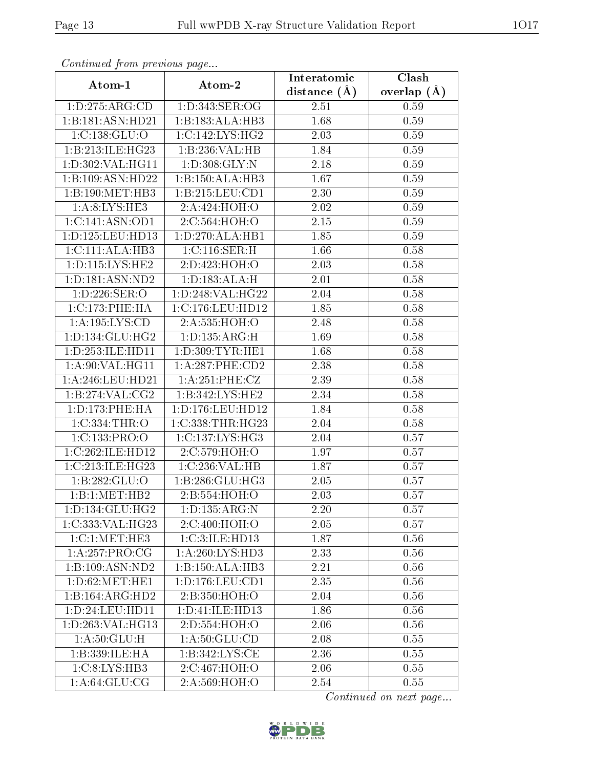*Continued from previous page...*

| Atom-1 | Atom-2 | Interatomic distance (Å) | Clash overlap (Å) |
|---|---|---|---|
| 1:D:275:ARG:CD | 1:D:343:SER:OG | 2.51 | 0.59 |
| 1:B:181:ASN:HD21 | 1:B:183:ALA:HB3 | 1.68 | 0.59 |
| 1:C:138:GLU:O | 1:C:142:LYS:HG2 | 2.03 | 0.59 |
| 1:B:213:ILE:HG23 | 1:B:236:VAL:HB | 1.84 | 0.59 |
| 1:D:302:VAL:HG11 | 1:D:308:GLY:N | 2.18 | 0.59 |
| 1:B:109:ASN:HD22 | 1:B:150:ALA:HB3 | 1.67 | 0.59 |
| 1:B:190:MET:HB3 | 1:B:215:LEU:CD1 | 2.30 | 0.59 |
| 1:A:8:LYS:HE3 | 2:A:424:HOH:O | 2.02 | 0.59 |
| 1:C:141:ASN:OD1 | 2:C:564:HOH:O | 2.15 | 0.59 |
| 1:D:125:LEU:HD13 | 1:D:270:ALA:HB1 | 1.85 | 0.59 |
| 1:C:111:ALA:HB3 | 1:C:116:SER:H | 1.66 | 0.58 |
| 1:D:115:LYS:HE2 | 2:D:423:HOH:O | 2.03 | 0.58 |
| 1:D:181:ASN:ND2 | 1:D:183:ALA:H | 2.01 | 0.58 |
| 1:D:226:SER:O | 1:D:248:VAL:HG22 | 2.04 | 0.58 |
| 1:C:173:PHE:HA | 1:C:176:LEU:HD12 | 1.85 | 0.58 |
| 1:A:195:LYS:CD | 2:A:535:HOH:O | 2.48 | 0.58 |
| 1:D:134:GLU:HG2 | 1:D:135:ARG:H | 1.69 | 0.58 |
| 1:D:253:ILE:HD11 | 1:D:309:TYR:HE1 | 1.68 | 0.58 |
| 1:A:90:VAL:HG11 | 1:A:287:PHE:CD2 | 2.38 | 0.58 |
| 1:A:246:LEU:HD21 | 1:A:251:PHE:CZ | 2.39 | 0.58 |
| 1:B:274:VAL:CG2 | 1:B:342:LYS:HE2 | 2.34 | 0.58 |
| 1:D:173:PHE:HA | 1:D:176:LEU:HD12 | 1.84 | 0.58 |
| 1:C:334:THR:O | 1:C:338:THR:HG23 | 2.04 | 0.58 |
| 1:C:133:PRO:O | 1:C:137:LYS:HG3 | 2.04 | 0.57 |
| 1:C:262:ILE:HD12 | 2:C:579:HOH:O | 1.97 | 0.57 |
| 1:C:213:ILE:HG23 | 1:C:236:VAL:HB | 1.87 | 0.57 |
| 1:B:282:GLU:O | 1:B:286:GLU:HG3 | 2.05 | 0.57 |
| 1:B:1:MET:HB2 | 2:B:554:HOH:O | 2.03 | 0.57 |
| 1:D:134:GLU:HG2 | 1:D:135:ARG:N | 2.20 | 0.57 |
| 1:C:333:VAL:HG23 | 2:C:400:HOH:O | 2.05 | 0.57 |
| 1:C:1:MET:HE3 | 1:C:3:ILE:HD13 | 1.87 | 0.56 |
| 1:A:257:PRO:CG | 1:A:260:LYS:HD3 | 2.33 | 0.56 |
| 1:B:109:ASN:ND2 | 1:B:150:ALA:HB3 | 2.21 | 0.56 |
| 1:D:62:MET:HE1 | 1:D:176:LEU:CD1 | 2.35 | 0.56 |
| 1:B:164:ARG:HD2 | 2:B:350:HOH:O | 2.04 | 0.56 |
| 1:D:24:LEU:HD11 | 1:D:41:ILE:HD13 | 1.86 | 0.56 |
| 1:D:263:VAL:HG13 | 2:D:554:HOH:O | 2.06 | 0.56 |
| 1:A:50:GLU:H | 1:A:50:GLU:CD | 2.08 | 0.55 |
| 1:B:339:ILE:HA | 1:B:342:LYS:CE | 2.36 | 0.55 |
| 1:C:8:LYS:HB3 | 2:C:467:HOH:O | 2.06 | 0.55 |
| 1:A:64:GLU:CG | 2:A:569:HOH:O | 2.54 | 0.55 |

*Continued on next page...*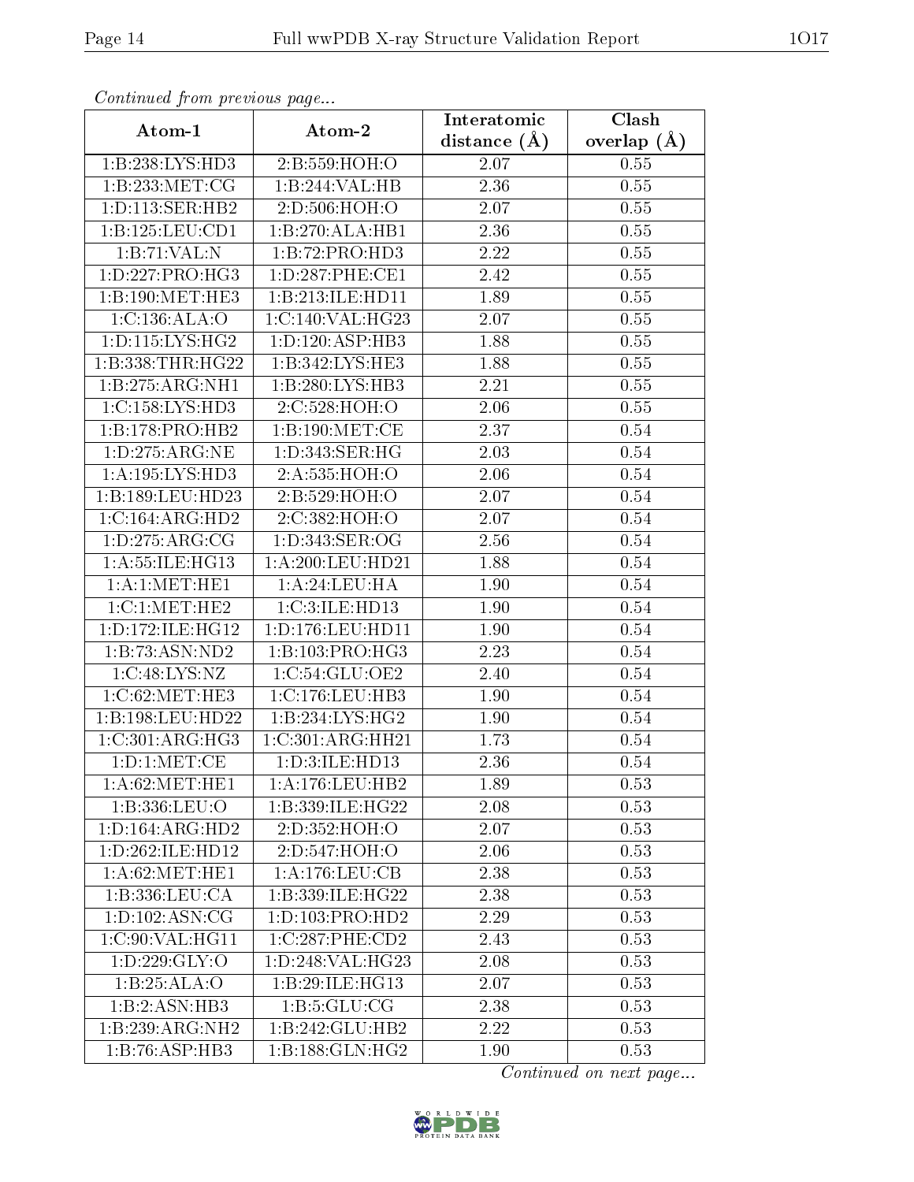*Continued from previous page...*

| Atom-1 | Atom-2 | Interatomic distance (Å) | Clash overlap (Å) |
|---|---|---|---|
| 1:B:238:LYS:HD3 | 2:B:559:HOH:O | 2.07 | 0.55 |
| 1:B:233:MET:CG | 1:B:244:VAL:HB | 2.36 | 0.55 |
| 1:D:113:SER:HB2 | 2:D:506:HOH:O | 2.07 | 0.55 |
| 1:B:125:LEU:CD1 | 1:B:270:ALA:HB1 | 2.36 | 0.55 |
| 1:B:71:VAL:N | 1:B:72:PRO:HD3 | 2.22 | 0.55 |
| 1:D:227:PRO:HG3 | 1:D:287:PHE:CE1 | 2.42 | 0.55 |
| 1:B:190:MET:HE3 | 1:B:213:ILE:HD11 | 1.89 | 0.55 |
| 1:C:136:ALA:O | 1:C:140:VAL:HG23 | 2.07 | 0.55 |
| 1:D:115:LYS:HG2 | 1:D:120:ASP:HB3 | 1.88 | 0.55 |
| 1:B:338:THR:HG22 | 1:B:342:LYS:HE3 | 1.88 | 0.55 |
| 1:B:275:ARG:NH1 | 1:B:280:LYS:HB3 | 2.21 | 0.55 |
| 1:C:158:LYS:HD3 | 2:C:528:HOH:O | 2.06 | 0.55 |
| 1:B:178:PRO:HB2 | 1:B:190:MET:CE | 2.37 | 0.54 |
| 1:D:275:ARG:NE | 1:D:343:SER:HG | 2.03 | 0.54 |
| 1:A:195:LYS:HD3 | 2:A:535:HOH:O | 2.06 | 0.54 |
| 1:B:189:LEU:HD23 | 2:B:529:HOH:O | 2.07 | 0.54 |
| 1:C:164:ARG:HD2 | 2:C:382:HOH:O | 2.07 | 0.54 |
| 1:D:275:ARG:CG | 1:D:343:SER:OG | 2.56 | 0.54 |
| 1:A:55:ILE:HG13 | 1:A:200:LEU:HD21 | 1.88 | 0.54 |
| 1:A:1:MET:HE1 | 1:A:24:LEU:HA | 1.90 | 0.54 |
| 1:C:1:MET:HE2 | 1:C:3:ILE:HD13 | 1.90 | 0.54 |
| 1:D:172:ILE:HG12 | 1:D:176:LEU:HD11 | 1.90 | 0.54 |
| 1:B:73:ASN:ND2 | 1:B:103:PRO:HG3 | 2.23 | 0.54 |
| 1:C:48:LYS:NZ | 1:C:54:GLU:OE2 | 2.40 | 0.54 |
| 1:C:62:MET:HE3 | 1:C:176:LEU:HB3 | 1.90 | 0.54 |
| 1:B:198:LEU:HD22 | 1:B:234:LYS:HG2 | 1.90 | 0.54 |
| 1:C:301:ARG:HG3 | 1:C:301:ARG:HH21 | 1.73 | 0.54 |
| 1:D:1:MET:CE | 1:D:3:ILE:HD13 | 2.36 | 0.54 |
| 1:A:62:MET:HE1 | 1:A:176:LEU:HB2 | 1.89 | 0.53 |
| 1:B:336:LEU:O | 1:B:339:ILE:HG22 | 2.08 | 0.53 |
| 1:D:164:ARG:HD2 | 2:D:352:HOH:O | 2.07 | 0.53 |
| 1:D:262:ILE:HD12 | 2:D:547:HOH:O | 2.06 | 0.53 |
| 1:A:62:MET:HE1 | 1:A:176:LEU:CB | 2.38 | 0.53 |
| 1:B:336:LEU:CA | 1:B:339:ILE:HG22 | 2.38 | 0.53 |
| 1:D:102:ASN:CG | 1:D:103:PRO:HD2 | 2.29 | 0.53 |
| 1:C:90:VAL:HG11 | 1:C:287:PHE:CD2 | 2.43 | 0.53 |
| 1:D:229:GLY:O | 1:D:248:VAL:HG23 | 2.08 | 0.53 |
| 1:B:25:ALA:O | 1:B:29:ILE:HG13 | 2.07 | 0.53 |
| 1:B:2:ASN:HB3 | 1:B:5:GLU:CG | 2.38 | 0.53 |
| 1:B:239:ARG:NH2 | 1:B:242:GLU:HB2 | 2.22 | 0.53 |
| 1:B:76:ASP:HB3 | 1:B:188:GLN:HG2 | 1.90 | 0.53 |

*Continued on next page...*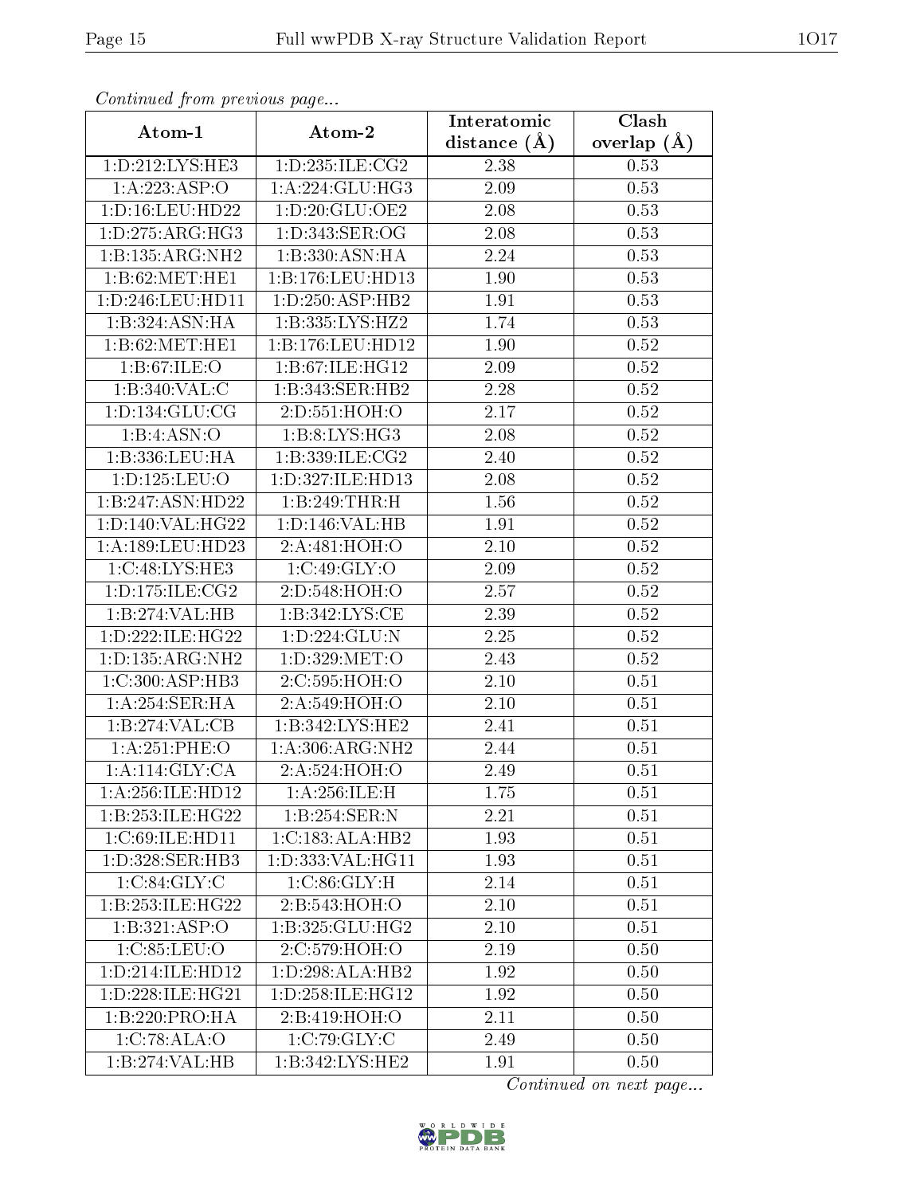*Continued from previous page...*

| Atom-1 | Atom-2 | Interatomic distance (Å) | Clash overlap (Å) |
|---|---|---|---|
| 1:D:212:LYS:HE3 | 1:D:235:ILE:CG2 | 2.38 | 0.53 |
| 1:A:223:ASP:O | 1:A:224:GLU:HG3 | 2.09 | 0.53 |
| 1:D:16:LEU:HD22 | 1:D:20:GLU:OE2 | 2.08 | 0.53 |
| 1:D:275:ARG:HG3 | 1:D:343:SER:OG | 2.08 | 0.53 |
| 1:B:135:ARG:NH2 | 1:B:330:ASN:HA | 2.24 | 0.53 |
| 1:B:62:MET:HE1 | 1:B:176:LEU:HD13 | 1.90 | 0.53 |
| 1:D:246:LEU:HD11 | 1:D:250:ASP:HB2 | 1.91 | 0.53 |
| 1:B:324:ASN:HA | 1:B:335:LYS:HZ2 | 1.74 | 0.53 |
| 1:B:62:MET:HE1 | 1:B:176:LEU:HD12 | 1.90 | 0.52 |
| 1:B:67:ILE:O | 1:B:67:ILE:HG12 | 2.09 | 0.52 |
| 1:B:340:VAL:C | 1:B:343:SER:HB2 | 2.28 | 0.52 |
| 1:D:134:GLU:CG | 2:D:551:HOH:O | 2.17 | 0.52 |
| 1:B:4:ASN:O | 1:B:8:LYS:HG3 | 2.08 | 0.52 |
| 1:B:336:LEU:HA | 1:B:339:ILE:CG2 | 2.40 | 0.52 |
| 1:D:125:LEU:O | 1:D:327:ILE:HD13 | 2.08 | 0.52 |
| 1:B:247:ASN:HD22 | 1:B:249:THR:H | 1.56 | 0.52 |
| 1:D:140:VAL:HG22 | 1:D:146:VAL:HB | 1.91 | 0.52 |
| 1:A:189:LEU:HD23 | 2:A:481:HOH:O | 2.10 | 0.52 |
| 1:C:48:LYS:HE3 | 1:C:49:GLY:O | 2.09 | 0.52 |
| 1:D:175:ILE:CG2 | 2:D:548:HOH:O | 2.57 | 0.52 |
| 1:B:274:VAL:HB | 1:B:342:LYS:CE | 2.39 | 0.52 |
| 1:D:222:ILE:HG22 | 1:D:224:GLU:N | 2.25 | 0.52 |
| 1:D:135:ARG:NH2 | 1:D:329:MET:O | 2.43 | 0.52 |
| 1:C:300:ASP:HB3 | 2:C:595:HOH:O | 2.10 | 0.51 |
| 1:A:254:SER:HA | 2:A:549:HOH:O | 2.10 | 0.51 |
| 1:B:274:VAL:CB | 1:B:342:LYS:HE2 | 2.41 | 0.51 |
| 1:A:251:PHE:O | 1:A:306:ARG:NH2 | 2.44 | 0.51 |
| 1:A:114:GLY:CA | 2:A:524:HOH:O | 2.49 | 0.51 |
| 1:A:256:ILE:HD12 | 1:A:256:ILE:H | 1.75 | 0.51 |
| 1:B:253:ILE:HG22 | 1:B:254:SER:N | 2.21 | 0.51 |
| 1:C:69:ILE:HD11 | 1:C:183:ALA:HB2 | 1.93 | 0.51 |
| 1:D:328:SER:HB3 | 1:D:333:VAL:HG11 | 1.93 | 0.51 |
| 1:C:84:GLY:C | 1:C:86:GLY:H | 2.14 | 0.51 |
| 1:B:253:ILE:HG22 | 2:B:543:HOH:O | 2.10 | 0.51 |
| 1:B:321:ASP:O | 1:B:325:GLU:HG2 | 2.10 | 0.51 |
| 1:C:85:LEU:O | 2:C:579:HOH:O | 2.19 | 0.50 |
| 1:D:214:ILE:HD12 | 1:D:298:ALA:HB2 | 1.92 | 0.50 |
| 1:D:228:ILE:HG21 | 1:D:258:ILE:HG12 | 1.92 | 0.50 |
| 1:B:220:PRO:HA | 2:B:419:HOH:O | 2.11 | 0.50 |
| 1:C:78:ALA:O | 1:C:79:GLY:C | 2.49 | 0.50 |
| 1:B:274:VAL:HB | 1:B:342:LYS:HE2 | 1.91 | 0.50 |

*Continued on next page...*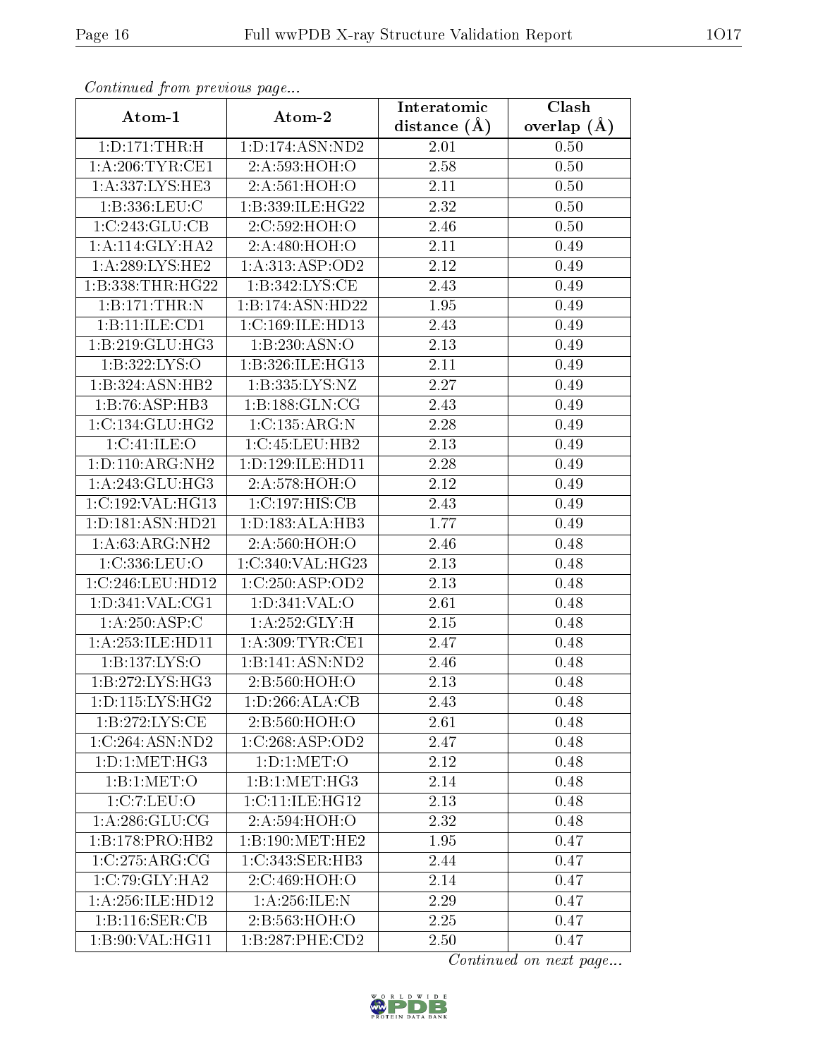*Continued from previous page...*

| Atom-1 | Atom-2 | Interatomic distance (Å) | Clash overlap (Å) |
|---|---|---|---|
| 1:D:171:THR:H | 1:D:174:ASN:ND2 | 2.01 | 0.50 |
| 1:A:206:TYR:CE1 | 2:A:593:HOH:O | 2.58 | 0.50 |
| 1:A:337:LYS:HE3 | 2:A:561:HOH:O | 2.11 | 0.50 |
| 1:B:336:LEU:C | 1:B:339:ILE:HG22 | 2.32 | 0.50 |
| 1:C:243:GLU:CB | 2:C:592:HOH:O | 2.46 | 0.50 |
| 1:A:114:GLY:HA2 | 2:A:480:HOH:O | 2.11 | 0.49 |
| 1:A:289:LYS:HE2 | 1:A:313:ASP:OD2 | 2.12 | 0.49 |
| 1:B:338:THR:HG22 | 1:B:342:LYS:CE | 2.43 | 0.49 |
| 1:B:171:THR:N | 1:B:174:ASN:HD22 | 1.95 | 0.49 |
| 1:B:11:ILE:CD1 | 1:C:169:ILE:HD13 | 2.43 | 0.49 |
| 1:B:219:GLU:HG3 | 1:B:230:ASN:O | 2.13 | 0.49 |
| 1:B:322:LYS:O | 1:B:326:ILE:HG13 | 2.11 | 0.49 |
| 1:B:324:ASN:HB2 | 1:B:335:LYS:NZ | 2.27 | 0.49 |
| 1:B:76:ASP:HB3 | 1:B:188:GLN:CG | 2.43 | 0.49 |
| 1:C:134:GLU:HG2 | 1:C:135:ARG:N | 2.28 | 0.49 |
| 1:C:41:ILE:O | 1:C:45:LEU:HB2 | 2.13 | 0.49 |
| 1:D:110:ARG:NH2 | 1:D:129:ILE:HD11 | 2.28 | 0.49 |
| 1:A:243:GLU:HG3 | 2:A:578:HOH:O | 2.12 | 0.49 |
| 1:C:192:VAL:HG13 | 1:C:197:HIS:CB | 2.43 | 0.49 |
| 1:D:181:ASN:HD21 | 1:D:183:ALA:HB3 | 1.77 | 0.49 |
| 1:A:63:ARG:NH2 | 2:A:560:HOH:O | 2.46 | 0.48 |
| 1:C:336:LEU:O | 1:C:340:VAL:HG23 | 2.13 | 0.48 |
| 1:C:246:LEU:HD12 | 1:C:250:ASP:OD2 | 2.13 | 0.48 |
| 1:D:341:VAL:CG1 | 1:D:341:VAL:O | 2.61 | 0.48 |
| 1:A:250:ASP:C | 1:A:252:GLY:H | 2.15 | 0.48 |
| 1:A:253:ILE:HD11 | 1:A:309:TYR:CE1 | 2.47 | 0.48 |
| 1:B:137:LYS:O | 1:B:141:ASN:ND2 | 2.46 | 0.48 |
| 1:B:272:LYS:HG3 | 2:B:560:HOH:O | 2.13 | 0.48 |
| 1:D:115:LYS:HG2 | 1:D:266:ALA:CB | 2.43 | 0.48 |
| 1:B:272:LYS:CE | 2:B:560:HOH:O | 2.61 | 0.48 |
| 1:C:264:ASN:ND2 | 1:C:268:ASP:OD2 | 2.47 | 0.48 |
| 1:D:1:MET:HG3 | 1:D:1:MET:O | 2.12 | 0.48 |
| 1:B:1:MET:O | 1:B:1:MET:HG3 | 2.14 | 0.48 |
| 1:C:7:LEU:O | 1:C:11:ILE:HG12 | 2.13 | 0.48 |
| 1:A:286:GLU:CG | 2:A:594:HOH:O | 2.32 | 0.48 |
| 1:B:178:PRO:HB2 | 1:B:190:MET:HE2 | 1.95 | 0.47 |
| 1:C:275:ARG:CG | 1:C:343:SER:HB3 | 2.44 | 0.47 |
| 1:C:79:GLY:HA2 | 2:C:469:HOH:O | 2.14 | 0.47 |
| 1:A:256:ILE:HD12 | 1:A:256:ILE:N | 2.29 | 0.47 |
| 1:B:116:SER:CB | 2:B:563:HOH:O | 2.25 | 0.47 |
| 1:B:90:VAL:HG11 | 1:B:287:PHE:CD2 | 2.50 | 0.47 |

*Continued on next page...*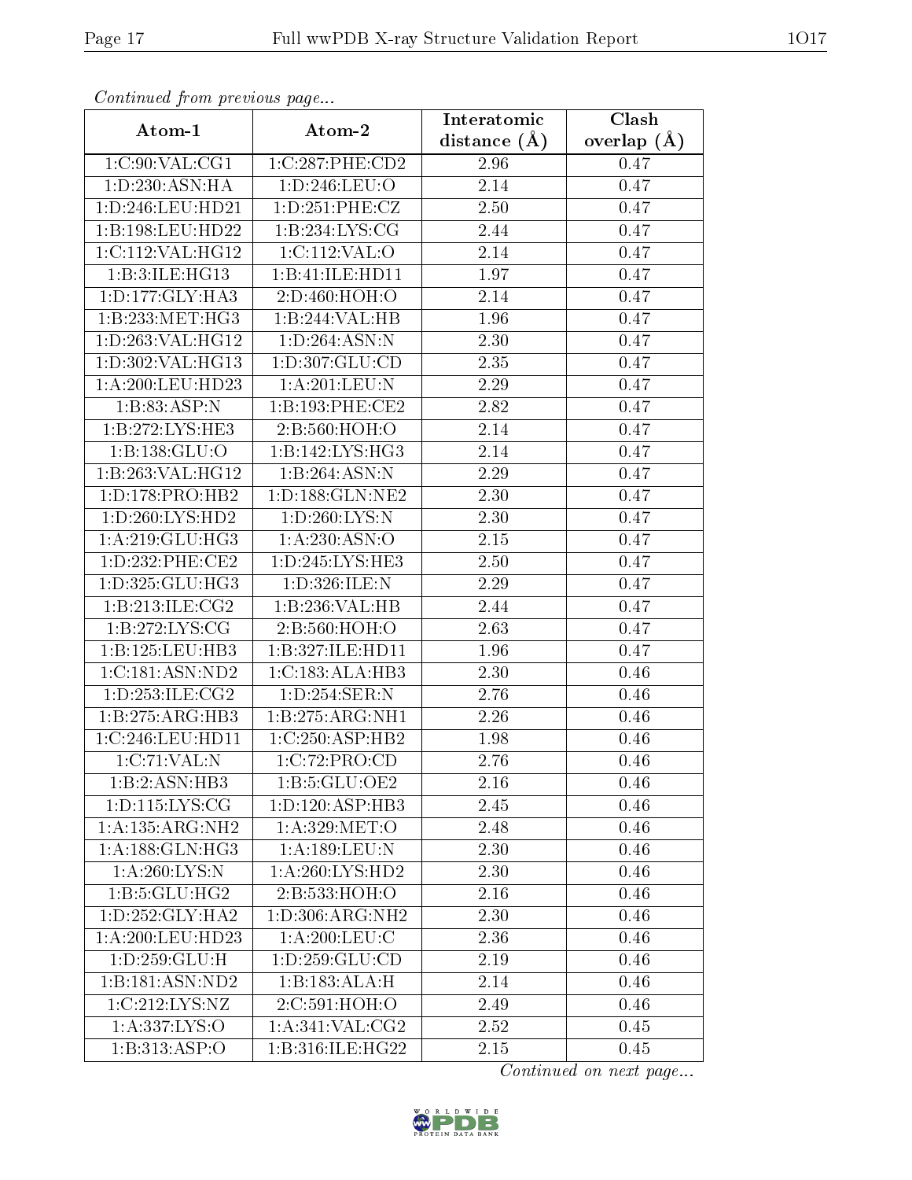*Continued from previous page...*

| Atom-1 | Atom-2 | Interatomic distance (Å) | Clash overlap (Å) |
|---|---|---|---|
| 1:C:90:VAL:CG1 | 1:C:287:PHE:CD2 | 2.96 | 0.47 |
| 1:D:230:ASN:HA | 1:D:246:LEU:O | 2.14 | 0.47 |
| 1:D:246:LEU:HD21 | 1:D:251:PHE:CZ | 2.50 | 0.47 |
| 1:B:198:LEU:HD22 | 1:B:234:LYS:CG | 2.44 | 0.47 |
| 1:C:112:VAL:HG12 | 1:C:112:VAL:O | 2.14 | 0.47 |
| 1:B:3:ILE:HG13 | 1:B:41:ILE:HD11 | 1.97 | 0.47 |
| 1:D:177:GLY:HA3 | 2:D:460:HOH:O | 2.14 | 0.47 |
| 1:B:233:MET:HG3 | 1:B:244:VAL:HB | 1.96 | 0.47 |
| 1:D:263:VAL:HG12 | 1:D:264:ASN:N | 2.30 | 0.47 |
| 1:D:302:VAL:HG13 | 1:D:307:GLU:CD | 2.35 | 0.47 |
| 1:A:200:LEU:HD23 | 1:A:201:LEU:N | 2.29 | 0.47 |
| 1:B:83:ASP:N | 1:B:193:PHE:CE2 | 2.82 | 0.47 |
| 1:B:272:LYS:HE3 | 2:B:560:HOH:O | 2.14 | 0.47 |
| 1:B:138:GLU:O | 1:B:142:LYS:HG3 | 2.14 | 0.47 |
| 1:B:263:VAL:HG12 | 1:B:264:ASN:N | 2.29 | 0.47 |
| 1:D:178:PRO:HB2 | 1:D:188:GLN:NE2 | 2.30 | 0.47 |
| 1:D:260:LYS:HD2 | 1:D:260:LYS:N | 2.30 | 0.47 |
| 1:A:219:GLU:HG3 | 1:A:230:ASN:O | 2.15 | 0.47 |
| 1:D:232:PHE:CE2 | 1:D:245:LYS:HE3 | 2.50 | 0.47 |
| 1:D:325:GLU:HG3 | 1:D:326:ILE:N | 2.29 | 0.47 |
| 1:B:213:ILE:CG2 | 1:B:236:VAL:HB | 2.44 | 0.47 |
| 1:B:272:LYS:CG | 2:B:560:HOH:O | 2.63 | 0.47 |
| 1:B:125:LEU:HB3 | 1:B:327:ILE:HD11 | 1.96 | 0.47 |
| 1:C:181:ASN:ND2 | 1:C:183:ALA:HB3 | 2.30 | 0.46 |
| 1:D:253:ILE:CG2 | 1:D:254:SER:N | 2.76 | 0.46 |
| 1:B:275:ARG:HB3 | 1:B:275:ARG:NH1 | 2.26 | 0.46 |
| 1:C:246:LEU:HD11 | 1:C:250:ASP:HB2 | 1.98 | 0.46 |
| 1:C:71:VAL:N | 1:C:72:PRO:CD | 2.76 | 0.46 |
| 1:B:2:ASN:HB3 | 1:B:5:GLU:OE2 | 2.16 | 0.46 |
| 1:D:115:LYS:CG | 1:D:120:ASP:HB3 | 2.45 | 0.46 |
| 1:A:135:ARG:NH2 | 1:A:329:MET:O | 2.48 | 0.46 |
| 1:A:188:GLN:HG3 | 1:A:189:LEU:N | 2.30 | 0.46 |
| 1:A:260:LYS:N | 1:A:260:LYS:HD2 | 2.30 | 0.46 |
| 1:B:5:GLU:HG2 | 2:B:533:HOH:O | 2.16 | 0.46 |
| 1:D:252:GLY:HA2 | 1:D:306:ARG:NH2 | 2.30 | 0.46 |
| 1:A:200:LEU:HD23 | 1:A:200:LEU:C | 2.36 | 0.46 |
| 1:D:259:GLU:H | 1:D:259:GLU:CD | 2.19 | 0.46 |
| 1:B:181:ASN:ND2 | 1:B:183:ALA:H | 2.14 | 0.46 |
| 1:C:212:LYS:NZ | 2:C:591:HOH:O | 2.49 | 0.46 |
| 1:A:337:LYS:O | 1:A:341:VAL:CG2 | 2.52 | 0.45 |
| 1:B:313:ASP:O | 1:B:316:ILE:HG22 | 2.15 | 0.45 |

*Continued on next page...*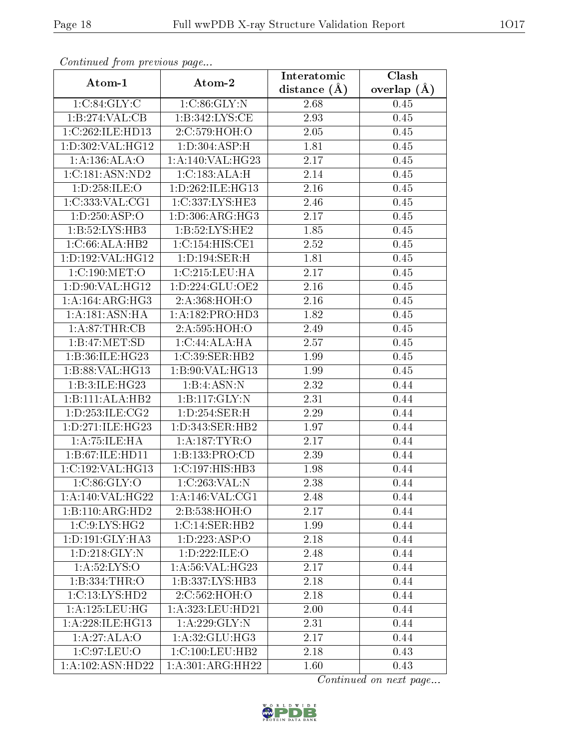*Continued from previous page...*

| Atom-1 | Atom-2 | Interatomic distance (Å) | Clash overlap (Å) |
|---|---|---|---|
| 1:C:84:GLY:C | 1:C:86:GLY:N | 2.68 | 0.45 |
| 1:B:274:VAL:CB | 1:B:342:LYS:CE | 2.93 | 0.45 |
| 1:C:262:ILE:HD13 | 2:C:579:HOH:O | 2.05 | 0.45 |
| 1:D:302:VAL:HG12 | 1:D:304:ASP:H | 1.81 | 0.45 |
| 1:A:136:ALA:O | 1:A:140:VAL:HG23 | 2.17 | 0.45 |
| 1:C:181:ASN:ND2 | 1:C:183:ALA:H | 2.14 | 0.45 |
| 1:D:258:ILE:O | 1:D:262:ILE:HG13 | 2.16 | 0.45 |
| 1:C:333:VAL:CG1 | 1:C:337:LYS:HE3 | 2.46 | 0.45 |
| 1:D:250:ASP:O | 1:D:306:ARG:HG3 | 2.17 | 0.45 |
| 1:B:52:LYS:HB3 | 1:B:52:LYS:HE2 | 1.85 | 0.45 |
| 1:C:66:ALA:HB2 | 1:C:154:HIS:CE1 | 2.52 | 0.45 |
| 1:D:192:VAL:HG12 | 1:D:194:SER:H | 1.81 | 0.45 |
| 1:C:190:MET:O | 1:C:215:LEU:HA | 2.17 | 0.45 |
| 1:D:90:VAL:HG12 | 1:D:224:GLU:OE2 | 2.16 | 0.45 |
| 1:A:164:ARG:HG3 | 2:A:368:HOH:O | 2.16 | 0.45 |
| 1:A:181:ASN:HA | 1:A:182:PRO:HD3 | 1.82 | 0.45 |
| 1:A:87:THR:CB | 2:A:595:HOH:O | 2.49 | 0.45 |
| 1:B:47:MET:SD | 1:C:44:ALA:HA | 2.57 | 0.45 |
| 1:B:36:ILE:HG23 | 1:C:39:SER:HB2 | 1.99 | 0.45 |
| 1:B:88:VAL:HG13 | 1:B:90:VAL:HG13 | 1.99 | 0.45 |
| 1:B:3:ILE:HG23 | 1:B:4:ASN:N | 2.32 | 0.44 |
| 1:B:111:ALA:HB2 | 1:B:117:GLY:N | 2.31 | 0.44 |
| 1:D:253:ILE:CG2 | 1:D:254:SER:H | 2.29 | 0.44 |
| 1:D:271:ILE:HG23 | 1:D:343:SER:HB2 | 1.97 | 0.44 |
| 1:A:75:ILE:HA | 1:A:187:TYR:O | 2.17 | 0.44 |
| 1:B:67:ILE:HD11 | 1:B:133:PRO:CD | 2.39 | 0.44 |
| 1:C:192:VAL:HG13 | 1:C:197:HIS:HB3 | 1.98 | 0.44 |
| 1:C:86:GLY:O | 1:C:263:VAL:N | 2.38 | 0.44 |
| 1:A:140:VAL:HG22 | 1:A:146:VAL:CG1 | 2.48 | 0.44 |
| 1:B:110:ARG:HD2 | 2:B:538:HOH:O | 2.17 | 0.44 |
| 1:C:9:LYS:HG2 | 1:C:14:SER:HB2 | 1.99 | 0.44 |
| 1:D:191:GLY:HA3 | 1:D:223:ASP:O | 2.18 | 0.44 |
| 1:D:218:GLY:N | 1:D:222:ILE:O | 2.48 | 0.44 |
| 1:A:52:LYS:O | 1:A:56:VAL:HG23 | 2.17 | 0.44 |
| 1:B:334:THR:O | 1:B:337:LYS:HB3 | 2.18 | 0.44 |
| 1:C:13:LYS:HD2 | 2:C:562:HOH:O | 2.18 | 0.44 |
| 1:A:125:LEU:HG | 1:A:323:LEU:HD21 | 2.00 | 0.44 |
| 1:A:228:ILE:HG13 | 1:A:229:GLY:N | 2.31 | 0.44 |
| 1:A:27:ALA:O | 1:A:32:GLU:HG3 | 2.17 | 0.44 |
| 1:C:97:LEU:O | 1:C:100:LEU:HB2 | 2.18 | 0.43 |
| 1:A:102:ASN:HD22 | 1:A:301:ARG:HH22 | 1.60 | 0.43 |

*Continued on next page...*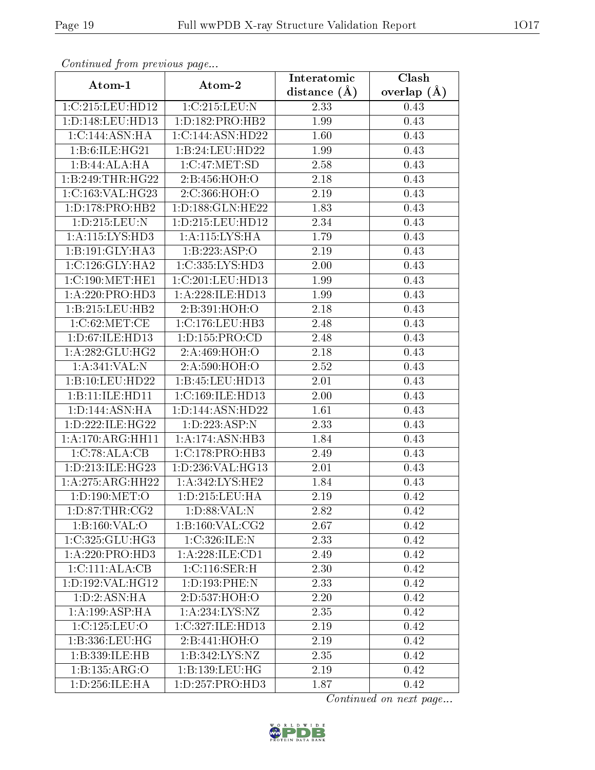*Continued from previous page...*

| Atom-1 | Atom-2 | Interatomic distance (Å) | Clash overlap (Å) |
| --- | --- | --- | --- |
| 1:C:215:LEU:HD12 | 1:C:215:LEU:N | 2.33 | 0.43 |
| 1:D:148:LEU:HD13 | 1:D:182:PRO:HB2 | 1.99 | 0.43 |
| 1:C:144:ASN:HA | 1:C:144:ASN:HD22 | 1.60 | 0.43 |
| 1:B:6:ILE:HG21 | 1:B:24:LEU:HD22 | 1.99 | 0.43 |
| 1:B:44:ALA:HA | 1:C:47:MET:SD | 2.58 | 0.43 |
| 1:B:249:THR:HG22 | 2:B:456:HOH:O | 2.18 | 0.43 |
| 1:C:163:VAL:HG23 | 2:C:366:HOH:O | 2.19 | 0.43 |
| 1:D:178:PRO:HB2 | 1:D:188:GLN:HE22 | 1.83 | 0.43 |
| 1:D:215:LEU:N | 1:D:215:LEU:HD12 | 2.34 | 0.43 |
| 1:A:115:LYS:HD3 | 1:A:115:LYS:HA | 1.79 | 0.43 |
| 1:B:191:GLY:HA3 | 1:B:223:ASP:O | 2.19 | 0.43 |
| 1:C:126:GLY:HA2 | 1:C:335:LYS:HD3 | 2.00 | 0.43 |
| 1:C:190:MET:HE1 | 1:C:201:LEU:HD13 | 1.99 | 0.43 |
| 1:A:220:PRO:HD3 | 1:A:228:ILE:HD13 | 1.99 | 0.43 |
| 1:B:215:LEU:HB2 | 2:B:391:HOH:O | 2.18 | 0.43 |
| 1:C:62:MET:CE | 1:C:176:LEU:HB3 | 2.48 | 0.43 |
| 1:D:67:ILE:HD13 | 1:D:155:PRO:CD | 2.48 | 0.43 |
| 1:A:282:GLU:HG2 | 2:A:469:HOH:O | 2.18 | 0.43 |
| 1:A:341:VAL:N | 2:A:590:HOH:O | 2.52 | 0.43 |
| 1:B:10:LEU:HD22 | 1:B:45:LEU:HD13 | 2.01 | 0.43 |
| 1:B:11:ILE:HD11 | 1:C:169:ILE:HD13 | 2.00 | 0.43 |
| 1:D:144:ASN:HA | 1:D:144:ASN:HD22 | 1.61 | 0.43 |
| 1:D:222:ILE:HG22 | 1:D:223:ASP:N | 2.33 | 0.43 |
| 1:A:170:ARG:HH11 | 1:A:174:ASN:HB3 | 1.84 | 0.43 |
| 1:C:78:ALA:CB | 1:C:178:PRO:HB3 | 2.49 | 0.43 |
| 1:D:213:ILE:HG23 | 1:D:236:VAL:HG13 | 2.01 | 0.43 |
| 1:A:275:ARG:HH22 | 1:A:342:LYS:HE2 | 1.84 | 0.43 |
| 1:D:190:MET:O | 1:D:215:LEU:HA | 2.19 | 0.42 |
| 1:D:87:THR:CG2 | 1:D:88:VAL:N | 2.82 | 0.42 |
| 1:B:160:VAL:O | 1:B:160:VAL:CG2 | 2.67 | 0.42 |
| 1:C:325:GLU:HG3 | 1:C:326:ILE:N | 2.33 | 0.42 |
| 1:A:220:PRO:HD3 | 1:A:228:ILE:CD1 | 2.49 | 0.42 |
| 1:C:111:ALA:CB | 1:C:116:SER:H | 2.30 | 0.42 |
| 1:D:192:VAL:HG12 | 1:D:193:PHE:N | 2.33 | 0.42 |
| 1:D:2:ASN:HA | 2:D:537:HOH:O | 2.20 | 0.42 |
| 1:A:199:ASP:HA | 1:A:234:LYS:NZ | 2.35 | 0.42 |
| 1:C:125:LEU:O | 1:C:327:ILE:HD13 | 2.19 | 0.42 |
| 1:B:336:LEU:HG | 2:B:441:HOH:O | 2.19 | 0.42 |
| 1:B:339:ILE:HB | 1:B:342:LYS:NZ | 2.35 | 0.42 |
| 1:B:135:ARG:O | 1:B:139:LEU:HG | 2.19 | 0.42 |
| 1:D:256:ILE:HA | 1:D:257:PRO:HD3 | 1.87 | 0.42 |

*Continued on next page...*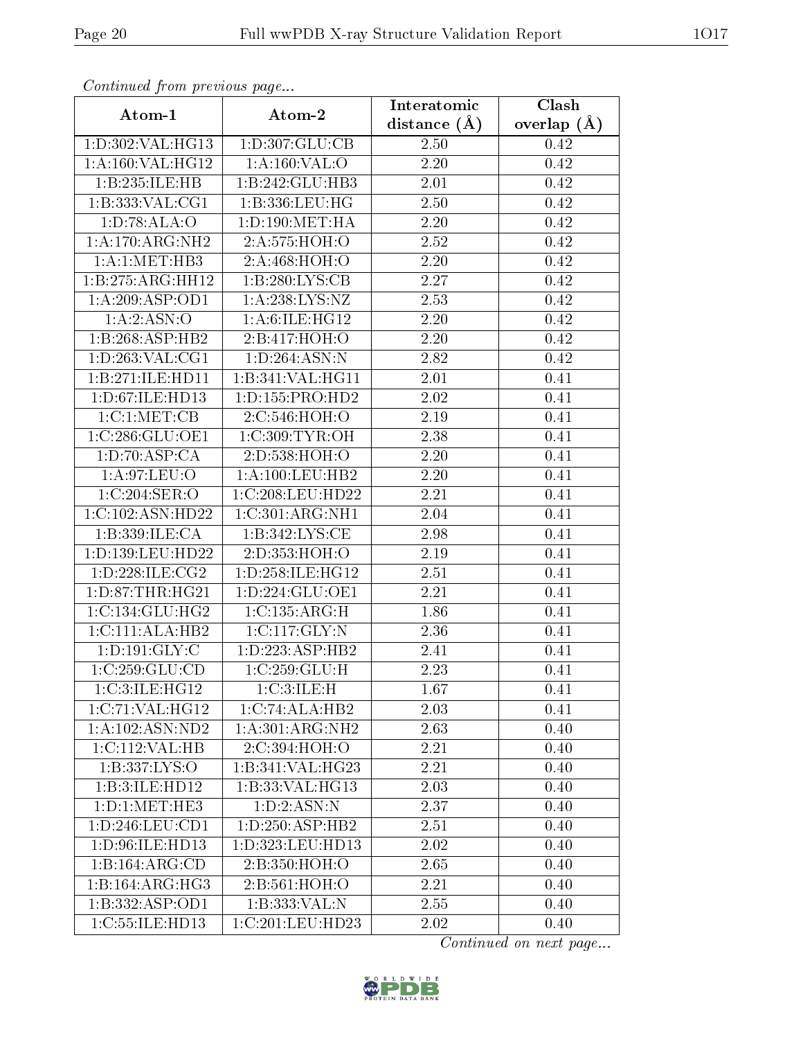*Continued from previous page...*

| Atom-1 | Atom-2 | Interatomic distance (Å) | Clash overlap (Å) |
| --- | --- | --- | --- |
| 1:D:302:VAL:HG13 | 1:D:307:GLU:CB | 2.50 | 0.42 |
| 1:A:160:VAL:HG12 | 1:A:160:VAL:O | 2.20 | 0.42 |
| 1:B:235:ILE:HB | 1:B:242:GLU:HB3 | 2.01 | 0.42 |
| 1:B:333:VAL:CG1 | 1:B:336:LEU:HG | 2.50 | 0.42 |
| 1:D:78:ALA:O | 1:D:190:MET:HA | 2.20 | 0.42 |
| 1:A:170:ARG:NH2 | 2:A:575:HOH:O | 2.52 | 0.42 |
| 1:A:1:MET:HB3 | 2:A:468:HOH:O | 2.20 | 0.42 |
| 1:B:275:ARG:HH12 | 1:B:280:LYS:CB | 2.27 | 0.42 |
| 1:A:209:ASP:OD1 | 1:A:238:LYS:NZ | 2.53 | 0.42 |
| 1:A:2:ASN:O | 1:A:6:ILE:HG12 | 2.20 | 0.42 |
| 1:B:268:ASP:HB2 | 2:B:417:HOH:O | 2.20 | 0.42 |
| 1:D:263:VAL:CG1 | 1:D:264:ASN:N | 2.82 | 0.42 |
| 1:B:271:ILE:HD11 | 1:B:341:VAL:HG11 | 2.01 | 0.41 |
| 1:D:67:ILE:HD13 | 1:D:155:PRO:HD2 | 2.02 | 0.41 |
| 1:C:1:MET:CB | 2:C:546:HOH:O | 2.19 | 0.41 |
| 1:C:286:GLU:OE1 | 1:C:309:TYR:OH | 2.38 | 0.41 |
| 1:D:70:ASP:CA | 2:D:538:HOH:O | 2.20 | 0.41 |
| 1:A:97:LEU:O | 1:A:100:LEU:HB2 | 2.20 | 0.41 |
| 1:C:204:SER:O | 1:C:208:LEU:HD22 | 2.21 | 0.41 |
| 1:C:102:ASN:HD22 | 1:C:301:ARG:NH1 | 2.04 | 0.41 |
| 1:B:339:ILE:CA | 1:B:342:LYS:CE | 2.98 | 0.41 |
| 1:D:139:LEU:HD22 | 2:D:353:HOH:O | 2.19 | 0.41 |
| 1:D:228:ILE:CG2 | 1:D:258:ILE:HG12 | 2.51 | 0.41 |
| 1:D:87:THR:HG21 | 1:D:224:GLU:OE1 | 2.21 | 0.41 |
| 1:C:134:GLU:HG2 | 1:C:135:ARG:H | 1.86 | 0.41 |
| 1:C:111:ALA:HB2 | 1:C:117:GLY:N | 2.36 | 0.41 |
| 1:D:191:GLY:C | 1:D:223:ASP:HB2 | 2.41 | 0.41 |
| 1:C:259:GLU:CD | 1:C:259:GLU:H | 2.23 | 0.41 |
| 1:C:3:ILE:HG12 | 1:C:3:ILE:H | 1.67 | 0.41 |
| 1:C:71:VAL:HG12 | 1:C:74:ALA:HB2 | 2.03 | 0.41 |
| 1:A:102:ASN:ND2 | 1:A:301:ARG:NH2 | 2.63 | 0.40 |
| 1:C:112:VAL:HB | 2:C:394:HOH:O | 2.21 | 0.40 |
| 1:B:337:LYS:O | 1:B:341:VAL:HG23 | 2.21 | 0.40 |
| 1:B:3:ILE:HD12 | 1:B:33:VAL:HG13 | 2.03 | 0.40 |
| 1:D:1:MET:HE3 | 1:D:2:ASN:N | 2.37 | 0.40 |
| 1:D:246:LEU:CD1 | 1:D:250:ASP:HB2 | 2.51 | 0.40 |
| 1:D:96:ILE:HD13 | 1:D:323:LEU:HD13 | 2.02 | 0.40 |
| 1:B:164:ARG:CD | 2:B:350:HOH:O | 2.65 | 0.40 |
| 1:B:164:ARG:HG3 | 2:B:561:HOH:O | 2.21 | 0.40 |
| 1:B:332:ASP:OD1 | 1:B:333:VAL:N | 2.55 | 0.40 |
| 1:C:55:ILE:HD13 | 1:C:201:LEU:HD23 | 2.02 | 0.40 |

*Continued on next page...*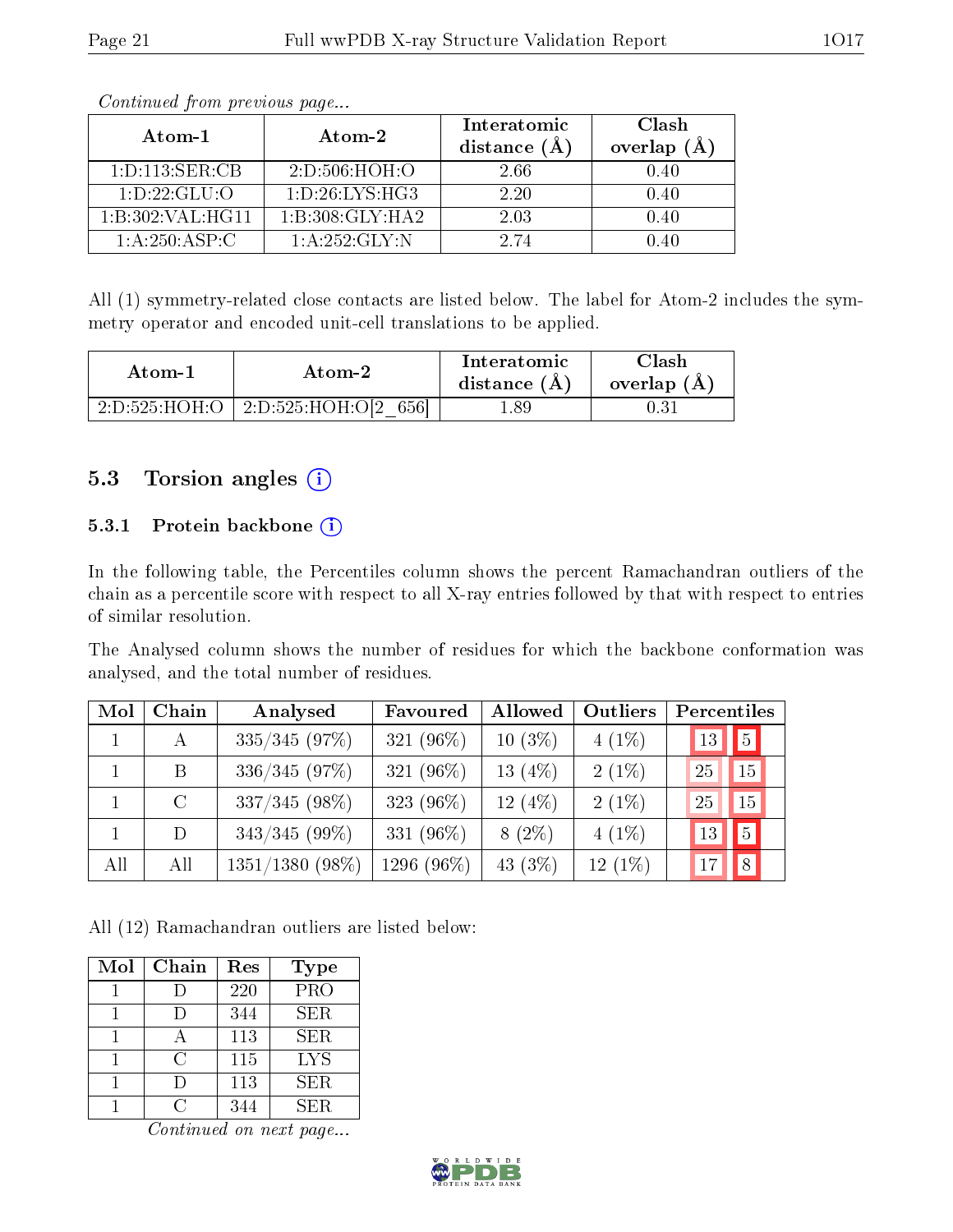*Continued from previous page...*

| Atom-1 | Atom-2 | Interatomic distance (Å) | Clash overlap (Å) |
|---|---|---|---|
| 1:D:113:SER:CB | 2:D:506:HOH:O | 2.66 | 0.40 |
| 1:D:22:GLU:O | 1:D:26:LYS:HG3 | 2.20 | 0.40 |
| 1:B:302:VAL:HG11 | 1:B:308:GLY:HA2 | 2.03 | 0.40 |
| 1:A:250:ASP:C | 1:A:252:GLY:N | 2.74 | 0.40 |

All (1) symmetry-related close contacts are listed below. The label for Atom-2 includes the symmetry operator and encoded unit-cell translations to be applied.

| Atom-1 | Atom-2 | Interatomic distance (Å) | Clash overlap (Å) |
|---|---|---|---|
| 2:D:525:HOH:O | 2:D:525:HOH:O[2_656] | 1.89 | 0.31 |

## 5.3 Torsion angles (i)

### 5.3.1 Protein backbone (i)

In the following table, the Percentiles column shows the percent Ramachandran outliers of the chain as a percentile score with respect to all X-ray entries followed by that with respect to entries of similar resolution.

The Analysed column shows the number of residues for which the backbone conformation was analysed, and the total number of residues.

| Mol | Chain | Analysed | Favoured | Allowed | Outliers | Percentiles | |
|---|---|---|---|---|---|---|---|
| 1 | A | 335/345 (97%) | 321 (96%) | 10 (3%) | 4 (1%) | 13 | 5 |
| 1 | B | 336/345 (97%) | 321 (96%) | 13 (4%) | 2 (1%) | 25 | 15 |
| 1 | C | 337/345 (98%) | 323 (96%) | 12 (4%) | 2 (1%) | 25 | 15 |
| 1 | D | 343/345 (99%) | 331 (96%) | 8 (2%) | 4 (1%) | 13 | 5 |
| All | All | 1351/1380 (98%) | 1296 (96%) | 43 (3%) | 12 (1%) | 17 | 8 |

All (12) Ramachandran outliers are listed below:

| Mol | Chain | Res | Type |
|---|---|---|---|
| 1 | D | 220 | PRO |
| 1 | D | 344 | SER |
| 1 | A | 113 | SER |
| 1 | C | 115 | LYS |
| 1 | D | 113 | SER |
| 1 | C | 344 | SER |

*Continued on next page...*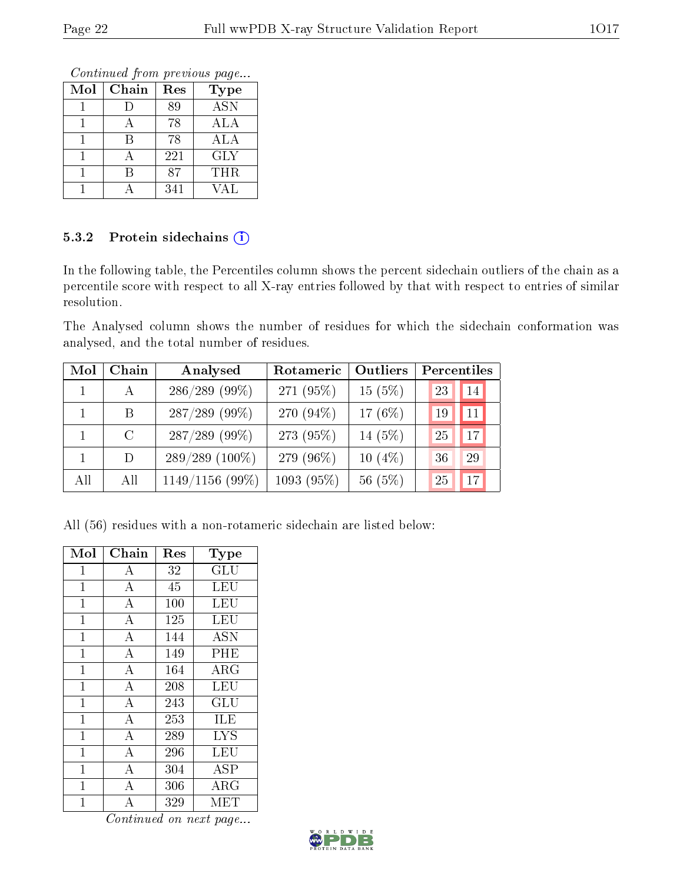*Continued from previous page...*

| Mol | Chain | Res | Type |
|---|---|---|---|
| 1 | D | 89 | ASN |
| 1 | A | 78 | ALA |
| 1 | B | 78 | ALA |
| 1 | A | 221 | GLY |
| 1 | B | 87 | THR |
| 1 | A | 341 | VAL |

### 5.3.2 Protein sidechains

In the following table, the Percentiles column shows the percent sidechain outliers of the chain as a percentile score with respect to all X-ray entries followed by that with respect to entries of similar resolution.

The Analysed column shows the number of residues for which the sidechain conformation was analysed, and the total number of residues.

| Mol | Chain | Analysed | Rotameric | Outliers | Percentiles | |
|---|---|---|---|---|---|---|
| 1 | A | 286/289 (99%) | 271 (95%) | 15 (5%) | 23 | 14 |
| 1 | B | 287/289 (99%) | 270 (94%) | 17 (6%) | 19 | 11 |
| 1 | C | 287/289 (99%) | 273 (95%) | 14 (5%) | 25 | 17 |
| 1 | D | 289/289 (100%) | 279 (96%) | 10 (4%) | 36 | 29 |
| All | All | 1149/1156 (99%) | 1093 (95%) | 56 (5%) | 25 | 17 |

All (56) residues with a non-rotameric sidechain are listed below:

| Mol | Chain | Res | Type |
|---|---|---|---|
| 1 | A | 32 | GLU |
| 1 | A | 45 | LEU |
| 1 | A | 100 | LEU |
| 1 | A | 125 | LEU |
| 1 | A | 144 | ASN |
| 1 | A | 149 | PHE |
| 1 | A | 164 | ARG |
| 1 | A | 208 | LEU |
| 1 | A | 243 | GLU |
| 1 | A | 253 | ILE |
| 1 | A | 289 | LYS |
| 1 | A | 296 | LEU |
| 1 | A | 304 | ASP |
| 1 | A | 306 | ARG |
| 1 | A | 329 | MET |

*Continued on next page...*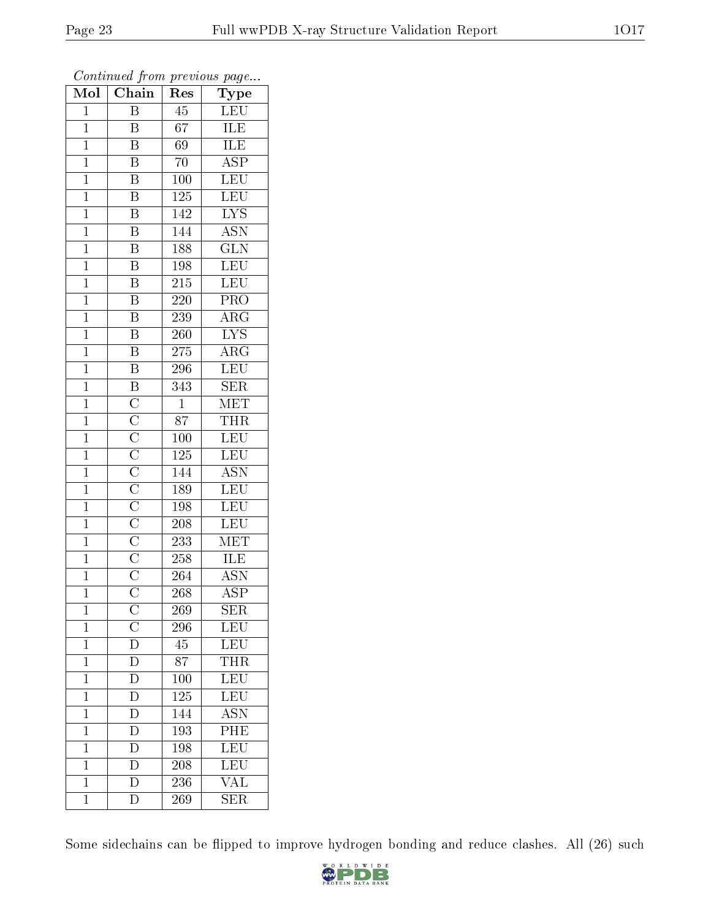*Continued from previous page...*

| Mol | Chain | Res | Type |
|---|---|---|---|
| 1 | B | 45 | LEU |
| 1 | B | 67 | ILE |
| 1 | B | 69 | ILE |
| 1 | B | 70 | ASP |
| 1 | B | 100 | LEU |
| 1 | B | 125 | LEU |
| 1 | B | 142 | LYS |
| 1 | B | 144 | ASN |
| 1 | B | 188 | GLN |
| 1 | B | 198 | LEU |
| 1 | B | 215 | LEU |
| 1 | B | 220 | PRO |
| 1 | B | 239 | ARG |
| 1 | B | 260 | LYS |
| 1 | B | 275 | ARG |
| 1 | B | 296 | LEU |
| 1 | B | 343 | SER |
| 1 | C | 1 | MET |
| 1 | C | 87 | THR |
| 1 | C | 100 | LEU |
| 1 | C | 125 | LEU |
| 1 | C | 144 | ASN |
| 1 | C | 189 | LEU |
| 1 | C | 198 | LEU |
| 1 | C | 208 | LEU |
| 1 | C | 233 | MET |
| 1 | C | 258 | ILE |
| 1 | C | 264 | ASN |
| 1 | C | 268 | ASP |
| 1 | C | 269 | SER |
| 1 | C | 296 | LEU |
| 1 | D | 45 | LEU |
| 1 | D | 87 | THR |
| 1 | D | 100 | LEU |
| 1 | D | 125 | LEU |
| 1 | D | 144 | ASN |
| 1 | D | 193 | PHE |
| 1 | D | 198 | LEU |
| 1 | D | 208 | LEU |
| 1 | D | 236 | VAL |
| 1 | D | 269 | SER |

Some sidechains can be flipped to improve hydrogen bonding and reduce clashes. All (26) such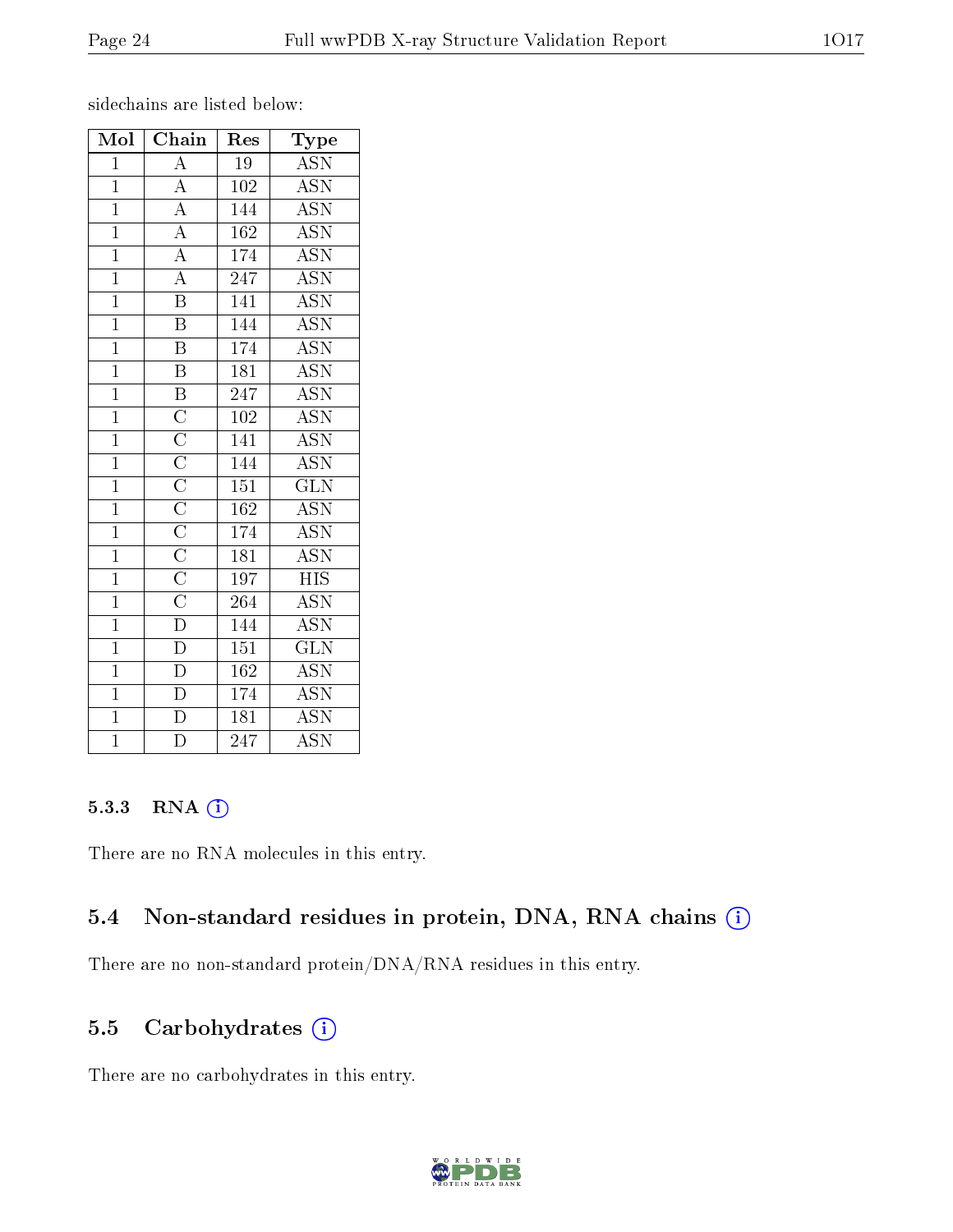sidechains are listed below:

| Mol | Chain | Res | Type |
|---|---|---|---|
| 1 | A | 19 | ASN |
| 1 | A | 102 | ASN |
| 1 | A | 144 | ASN |
| 1 | A | 162 | ASN |
| 1 | A | 174 | ASN |
| 1 | A | 247 | ASN |
| 1 | B | 141 | ASN |
| 1 | B | 144 | ASN |
| 1 | B | 174 | ASN |
| 1 | B | 181 | ASN |
| 1 | B | 247 | ASN |
| 1 | C | 102 | ASN |
| 1 | C | 141 | ASN |
| 1 | C | 144 | ASN |
| 1 | C | 151 | GLN |
| 1 | C | 162 | ASN |
| 1 | C | 174 | ASN |
| 1 | C | 181 | ASN |
| 1 | C | 197 | HIS |
| 1 | C | 264 | ASN |
| 1 | D | 144 | ASN |
| 1 | D | 151 | GLN |
| 1 | D | 162 | ASN |
| 1 | D | 174 | ASN |
| 1 | D | 181 | ASN |
| 1 | D | 247 | ASN |

#### 5.3.3 RNA

There are no RNA molecules in this entry.

### 5.4 Non-standard residues in protein, DNA, RNA chains

There are no non-standard protein/DNA/RNA residues in this entry.

### 5.5 Carbohydrates

There are no carbohydrates in this entry.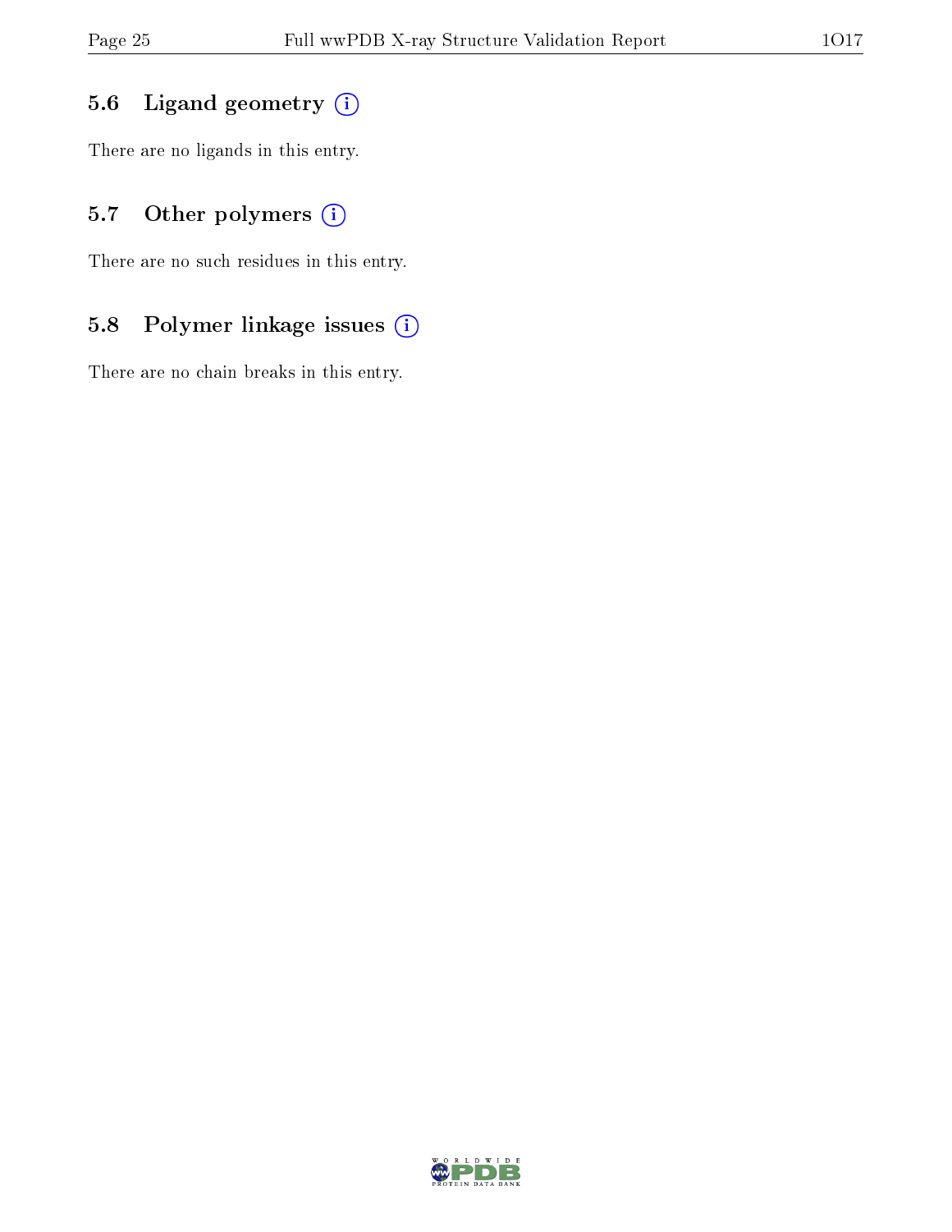### 5.6 Ligand geometry

There are no ligands in this entry.

### 5.7 Other polymers

There are no such residues in this entry.

### 5.8 Polymer linkage issues

There are no chain breaks in this entry.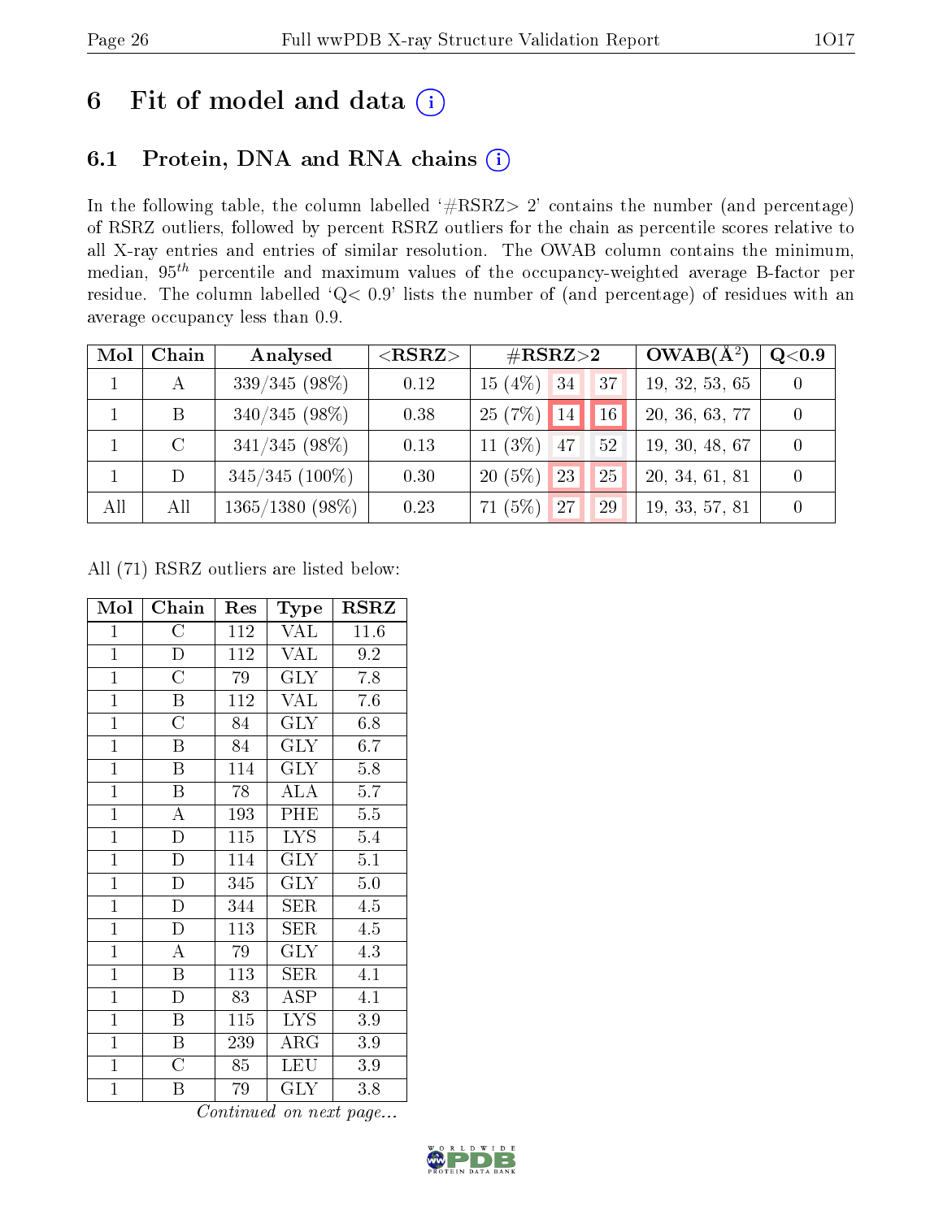# 6 Fit of model and data (i)

## 6.1 Protein, DNA and RNA chains (i)

In the following table, the column labelled '#RSRZ> 2' contains the number (and percentage) of RSRZ outliers, followed by percent RSRZ outliers for the chain as percentile scores relative to all X-ray entries and entries of similar resolution. The OWAB column contains the minimum, median, $95^{th}$ percentile and maximum values of the occupancy-weighted average B-factor per residue. The column labelled 'Q< 0.9' lists the number of (and percentage) of residues with an average occupancy less than 0.9.

| Mol | Chain | Analysed | <RSRZ> | #RSRZ>2 | | | OWAB(Å$^2$) | Q<0.9 |
|---|---|---|---|---|---|---|---|---|
| 1 | A | 339/345 (98%) | 0.12 | 15 (4%) | 34 | 37 | 19, 32, 53, 65 | 0 |
| 1 | B | 340/345 (98%) | 0.38 | 25 (7%) | 14 | 16 | 20, 36, 63, 77 | 0 |
| 1 | C | 341/345 (98%) | 0.13 | 11 (3%) | 47 | 52 | 19, 30, 48, 67 | 0 |
| 1 | D | 345/345 (100%) | 0.30 | 20 (5%) | 23 | 25 | 20, 34, 61, 81 | 0 |
| All | All | 1365/1380 (98%) | 0.23 | 71 (5%) | 27 | 29 | 19, 33, 57, 81 | 0 |

All (71) RSRZ outliers are listed below:

| Mol | Chain | Res | Type | RSRZ |
|---|---|---|---|---|
| 1 | C | 112 | VAL | 11.6 |
| 1 | D | 112 | VAL | 9.2 |
| 1 | C | 79 | GLY | 7.8 |
| 1 | B | 112 | VAL | 7.6 |
| 1 | C | 84 | GLY | 6.8 |
| 1 | B | 84 | GLY | 6.7 |
| 1 | B | 114 | GLY | 5.8 |
| 1 | B | 78 | ALA | 5.7 |
| 1 | A | 193 | PHE | 5.5 |
| 1 | D | 115 | LYS | 5.4 |
| 1 | D | 114 | GLY | 5.1 |
| 1 | D | 345 | GLY | 5.0 |
| 1 | D | 344 | SER | 4.5 |
| 1 | D | 113 | SER | 4.5 |
| 1 | A | 79 | GLY | 4.3 |
| 1 | B | 113 | SER | 4.1 |
| 1 | D | 83 | ASP | 4.1 |
| 1 | B | 115 | LYS | 3.9 |
| 1 | B | 239 | ARG | 3.9 |
| 1 | C | 85 | LEU | 3.9 |
| 1 | B | 79 | GLY | 3.8 |

*Continued on next page...*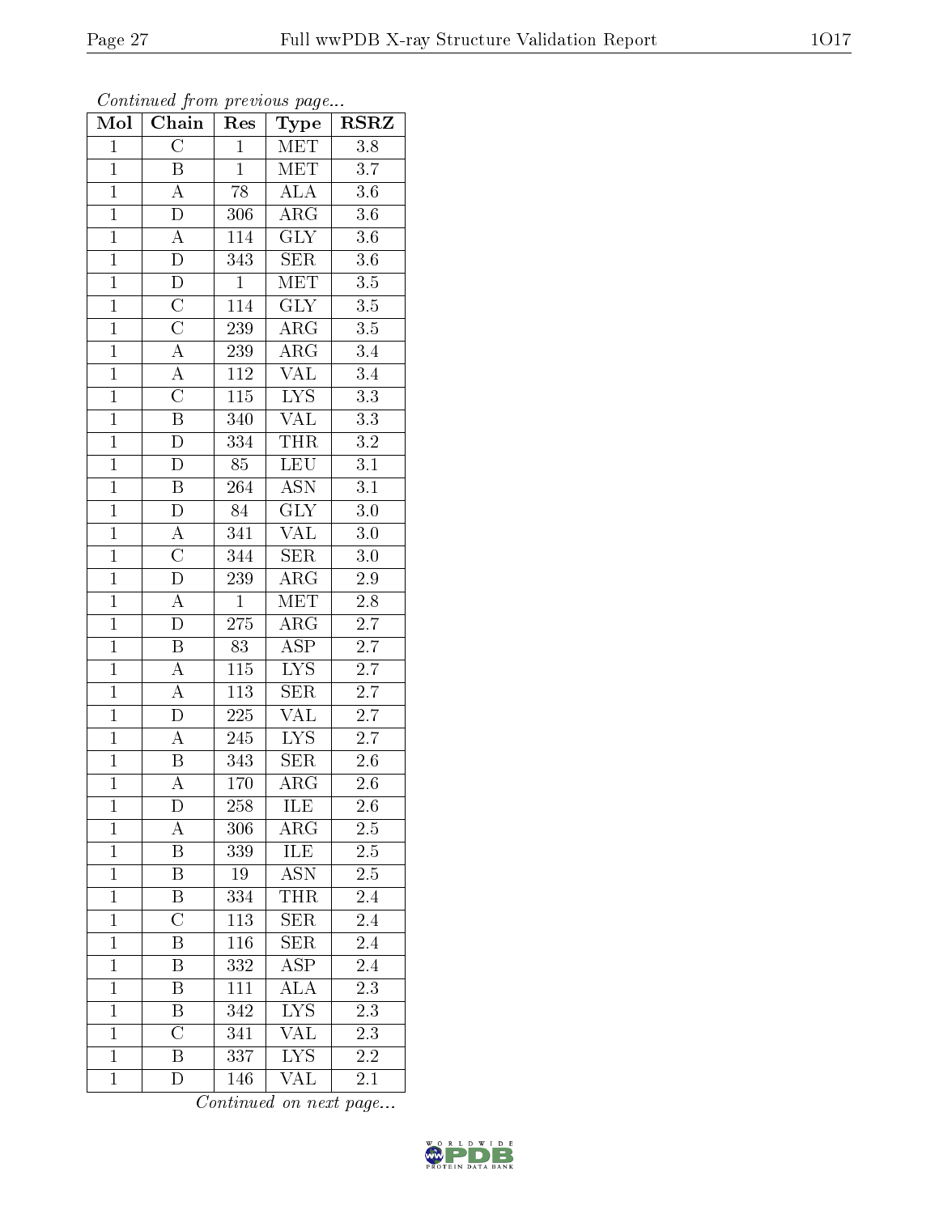*Continued from previous page...*

| Mol | Chain | Res | Type | RSRZ |
|---|---|---|---|---|
| 1 | C | 1 | MET | 3.8 |
| 1 | B | 1 | MET | 3.7 |
| 1 | A | 78 | ALA | 3.6 |
| 1 | D | 306 | ARG | 3.6 |
| 1 | A | 114 | GLY | 3.6 |
| 1 | D | 343 | SER | 3.6 |
| 1 | D | 1 | MET | 3.5 |
| 1 | C | 114 | GLY | 3.5 |
| 1 | C | 239 | ARG | 3.5 |
| 1 | A | 239 | ARG | 3.4 |
| 1 | A | 112 | VAL | 3.4 |
| 1 | C | 115 | LYS | 3.3 |
| 1 | B | 340 | VAL | 3.3 |
| 1 | D | 334 | THR | 3.2 |
| 1 | D | 85 | LEU | 3.1 |
| 1 | B | 264 | ASN | 3.1 |
| 1 | D | 84 | GLY | 3.0 |
| 1 | A | 341 | VAL | 3.0 |
| 1 | C | 344 | SER | 3.0 |
| 1 | D | 239 | ARG | 2.9 |
| 1 | A | 1 | MET | 2.8 |
| 1 | D | 275 | ARG | 2.7 |
| 1 | B | 83 | ASP | 2.7 |
| 1 | A | 115 | LYS | 2.7 |
| 1 | A | 113 | SER | 2.7 |
| 1 | D | 225 | VAL | 2.7 |
| 1 | A | 245 | LYS | 2.7 |
| 1 | B | 343 | SER | 2.6 |
| 1 | A | 170 | ARG | 2.6 |
| 1 | D | 258 | ILE | 2.6 |
| 1 | A | 306 | ARG | 2.5 |
| 1 | B | 339 | ILE | 2.5 |
| 1 | B | 19 | ASN | 2.5 |
| 1 | B | 334 | THR | 2.4 |
| 1 | C | 113 | SER | 2.4 |
| 1 | B | 116 | SER | 2.4 |
| 1 | B | 332 | ASP | 2.4 |
| 1 | B | 111 | ALA | 2.3 |
| 1 | B | 342 | LYS | 2.3 |
| 1 | C | 341 | VAL | 2.3 |
| 1 | B | 337 | LYS | 2.2 |
| 1 | D | 146 | VAL | 2.1 |

*Continued on next page...*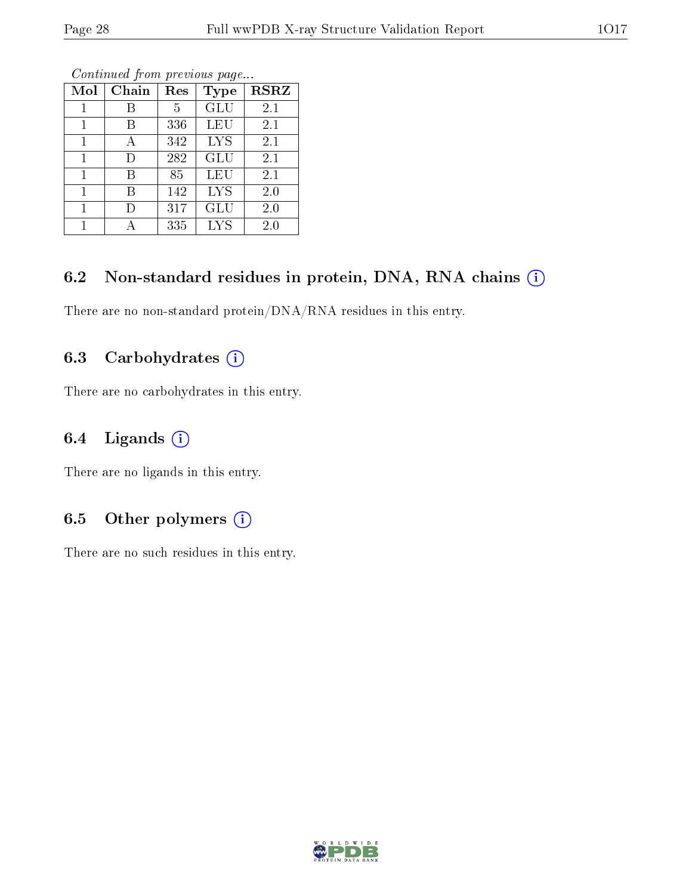*Continued from previous page...*

| Mol | Chain | Res | Type | RSRZ |
|---|---|---|---|---|
| 1 | B | 5 | GLU | 2.1 |
| 1 | B | 336 | LEU | 2.1 |
| 1 | A | 342 | LYS | 2.1 |
| 1 | D | 282 | GLU | 2.1 |
| 1 | B | 85 | LEU | 2.1 |
| 1 | B | 142 | LYS | 2.0 |
| 1 | D | 317 | GLU | 2.0 |
| 1 | A | 335 | LYS | 2.0 |

### 6.2 Non-standard residues in protein, DNA, RNA chains (i)

There are no non-standard protein/DNA/RNA residues in this entry.

### 6.3 Carbohydrates (i)

There are no carbohydrates in this entry.

### 6.4 Ligands (i)

There are no ligands in this entry.

### 6.5 Other polymers (i)

There are no such residues in this entry.